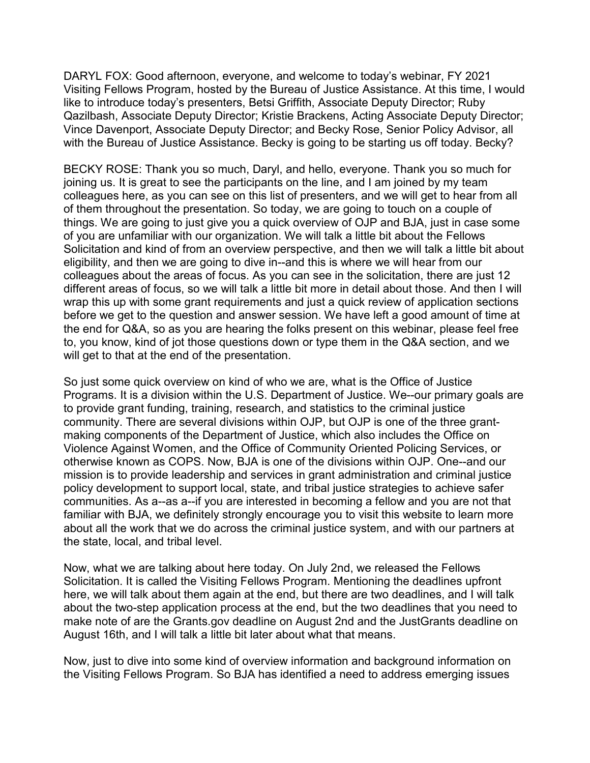DARYL FOX: Good afternoon, everyone, and welcome to today's webinar, FY 2021 Visiting Fellows Program, hosted by the Bureau of Justice Assistance. At this time, I would like to introduce today's presenters, Betsi Griffith, Associate Deputy Director; Ruby Qazilbash, Associate Deputy Director; Kristie Brackens, Acting Associate Deputy Director; Vince Davenport, Associate Deputy Director; and Becky Rose, Senior Policy Advisor, all with the Bureau of Justice Assistance. Becky is going to be starting us off today. Becky?

BECKY ROSE: Thank you so much, Daryl, and hello, everyone. Thank you so much for joining us. It is great to see the participants on the line, and I am joined by my team colleagues here, as you can see on this list of presenters, and we will get to hear from all of them throughout the presentation. So today, we are going to touch on a couple of things. We are going to just give you a quick overview of OJP and BJA, just in case some of you are unfamiliar with our organization. We will talk a little bit about the Fellows Solicitation and kind of from an overview perspective, and then we will talk a little bit about eligibility, and then we are going to dive in--and this is where we will hear from our colleagues about the areas of focus. As you can see in the solicitation, there are just 12 different areas of focus, so we will talk a little bit more in detail about those. And then I will wrap this up with some grant requirements and just a quick review of application sections before we get to the question and answer session. We have left a good amount of time at the end for Q&A, so as you are hearing the folks present on this webinar, please feel free to, you know, kind of jot those questions down or type them in the Q&A section, and we will get to that at the end of the presentation.

So just some quick overview on kind of who we are, what is the Office of Justice Programs. It is a division within the U.S. Department of Justice. We--our primary goals are to provide grant funding, training, research, and statistics to the criminal justice community. There are several divisions within OJP, but OJP is one of the three grant-making components of the Department of Justice, which also includes the Office on Violence Against Women, and the Office of Community Oriented Policing Services, or otherwise known as COPS. Now, BJA is one of the divisions within OJP. One--and our mission is to provide leadership and services in grant administration and criminal justice policy development to support local, state, and tribal justice strategies to achieve safer communities. As a--as a--if you are interested in becoming a fellow and you are not that familiar with BJA, we definitely strongly encourage you to visit this website to learn more about all the work that we do across the criminal justice system, and with our partners at the state, local, and tribal level.

Now, what we are talking about here today. On July 2nd, we released the Fellows Solicitation. It is called the Visiting Fellows Program. Mentioning the deadlines upfront here, we will talk about them again at the end, but there are two deadlines, and I will talk about the two-step application process at the end, but the two deadlines that you need to make note of are the Grants.gov deadline on August 2nd and the JustGrants deadline on August 16th, and I will talk a little bit later about what that means.

Now, just to dive into some kind of overview information and background information on the Visiting Fellows Program. So BJA has identified a need to address emerging issues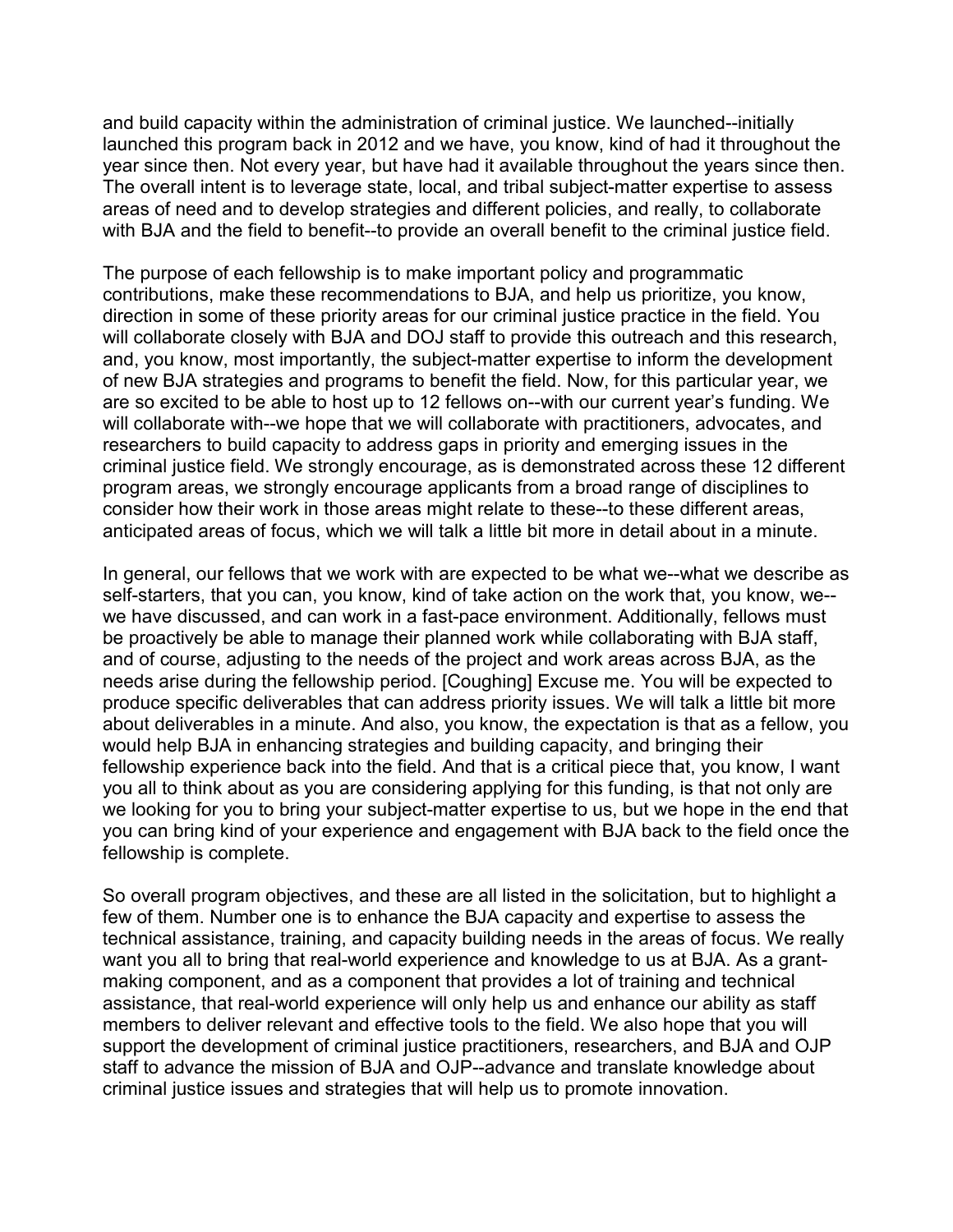and build capacity within the administration of criminal justice. We launched--initially launched this program back in 2012 and we have, you know, kind of had it throughout the year since then. Not every year, but have had it available throughout the years since then. The overall intent is to leverage state, local, and tribal subject-matter expertise to assess areas of need and to develop strategies and different policies, and really, to collaborate with BJA and the field to benefit--to provide an overall benefit to the criminal justice field.

The purpose of each fellowship is to make important policy and programmatic contributions, make these recommendations to BJA, and help us prioritize, you know, direction in some of these priority areas for our criminal justice practice in the field. You will collaborate closely with BJA and DOJ staff to provide this outreach and this research, and, you know, most importantly, the subject-matter expertise to inform the development of new BJA strategies and programs to benefit the field. Now, for this particular year, we are so excited to be able to host up to 12 fellows on--with our current year's funding. We will collaborate with--we hope that we will collaborate with practitioners, advocates, and researchers to build capacity to address gaps in priority and emerging issues in the criminal justice field. We strongly encourage, as is demonstrated across these 12 different program areas, we strongly encourage applicants from a broad range of disciplines to consider how their work in those areas might relate to these--to these different areas, anticipated areas of focus, which we will talk a little bit more in detail about in a minute.

In general, our fellows that we work with are expected to be what we--what we describe as self-starters, that you can, you know, kind of take action on the work that, you know, we--we have discussed, and can work in a fast-pace environment. Additionally, fellows must be proactively be able to manage their planned work while collaborating with BJA staff, and of course, adjusting to the needs of the project and work areas across BJA, as the needs arise during the fellowship period. [Coughing] Excuse me. You will be expected to produce specific deliverables that can address priority issues. We will talk a little bit more about deliverables in a minute. And also, you know, the expectation is that as a fellow, you would help BJA in enhancing strategies and building capacity, and bringing their fellowship experience back into the field. And that is a critical piece that, you know, I want you all to think about as you are considering applying for this funding, is that not only are we looking for you to bring your subject-matter expertise to us, but we hope in the end that you can bring kind of your experience and engagement with BJA back to the field once the fellowship is complete.

So overall program objectives, and these are all listed in the solicitation, but to highlight a few of them. Number one is to enhance the BJA capacity and expertise to assess the technical assistance, training, and capacity building needs in the areas of focus. We really want you all to bring that real-world experience and knowledge to us at BJA. As a grant-making component, and as a component that provides a lot of training and technical assistance, that real-world experience will only help us and enhance our ability as staff members to deliver relevant and effective tools to the field. We also hope that you will support the development of criminal justice practitioners, researchers, and BJA and OJP staff to advance the mission of BJA and OJP--advance and translate knowledge about criminal justice issues and strategies that will help us to promote innovation.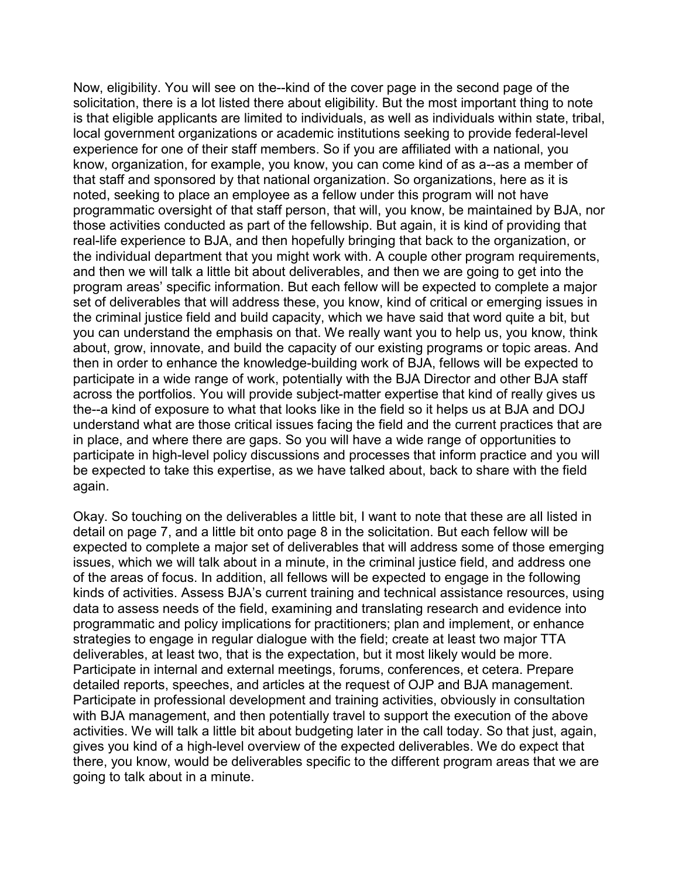Now, eligibility. You will see on the--kind of the cover page in the second page of the solicitation, there is a lot listed there about eligibility. But the most important thing to note is that eligible applicants are limited to individuals, as well as individuals within state, tribal, local government organizations or academic institutions seeking to provide federal-level experience for one of their staff members. So if you are affiliated with a national, you know, organization, for example, you know, you can come kind of as a--as a member of that staff and sponsored by that national organization. So organizations, here as it is noted, seeking to place an employee as a fellow under this program will not have programmatic oversight of that staff person, that will, you know, be maintained by BJA, nor those activities conducted as part of the fellowship. But again, it is kind of providing that real-life experience to BJA, and then hopefully bringing that back to the organization, or the individual department that you might work with. A couple other program requirements, and then we will talk a little bit about deliverables, and then we are going to get into the program areas' specific information. But each fellow will be expected to complete a major set of deliverables that will address these, you know, kind of critical or emerging issues in the criminal justice field and build capacity, which we have said that word quite a bit, but you can understand the emphasis on that. We really want you to help us, you know, think about, grow, innovate, and build the capacity of our existing programs or topic areas. And then in order to enhance the knowledge-building work of BJA, fellows will be expected to participate in a wide range of work, potentially with the BJA Director and other BJA staff across the portfolios. You will provide subject-matter expertise that kind of really gives us the--a kind of exposure to what that looks like in the field so it helps us at BJA and DOJ understand what are those critical issues facing the field and the current practices that are in place, and where there are gaps. So you will have a wide range of opportunities to participate in high-level policy discussions and processes that inform practice and you will be expected to take this expertise, as we have talked about, back to share with the field again.

Okay. So touching on the deliverables a little bit, I want to note that these are all listed in detail on page 7, and a little bit onto page 8 in the solicitation. But each fellow will be expected to complete a major set of deliverables that will address some of those emerging issues, which we will talk about in a minute, in the criminal justice field, and address one of the areas of focus. In addition, all fellows will be expected to engage in the following kinds of activities. Assess BJA's current training and technical assistance resources, using data to assess needs of the field, examining and translating research and evidence into programmatic and policy implications for practitioners; plan and implement, or enhance strategies to engage in regular dialogue with the field; create at least two major TTA deliverables, at least two, that is the expectation, but it most likely would be more. Participate in internal and external meetings, forums, conferences, et cetera. Prepare detailed reports, speeches, and articles at the request of OJP and BJA management. Participate in professional development and training activities, obviously in consultation with BJA management, and then potentially travel to support the execution of the above activities. We will talk a little bit about budgeting later in the call today. So that just, again, gives you kind of a high-level overview of the expected deliverables. We do expect that there, you know, would be deliverables specific to the different program areas that we are going to talk about in a minute.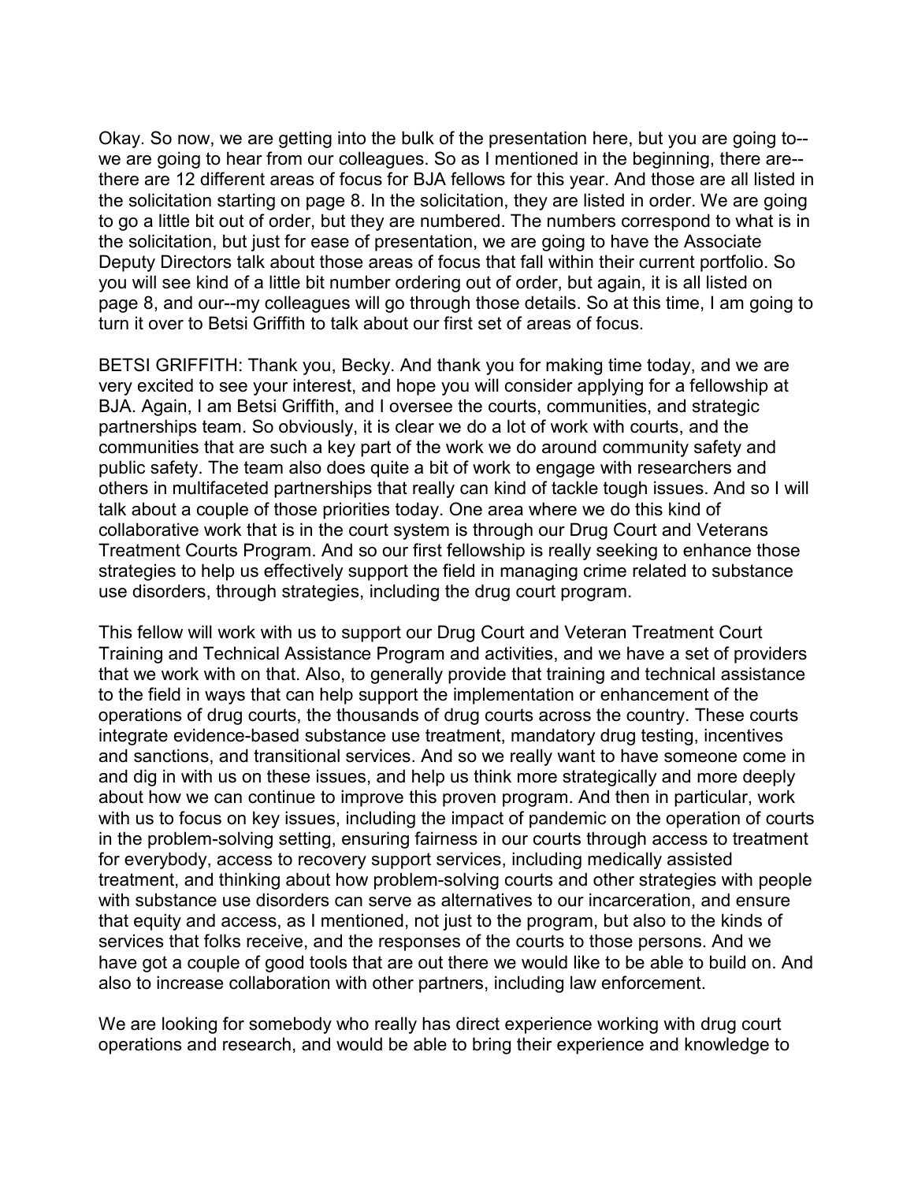Okay. So now, we are getting into the bulk of the presentation here, but you are going to-- we are going to hear from our colleagues. So as I mentioned in the beginning, there are-- there are 12 different areas of focus for BJA fellows for this year. And those are all listed in the solicitation starting on page 8. In the solicitation, they are listed in order. We are going to go a little bit out of order, but they are numbered. The numbers correspond to what is in the solicitation, but just for ease of presentation, we are going to have the Associate Deputy Directors talk about those areas of focus that fall within their current portfolio. So you will see kind of a little bit number ordering out of order, but again, it is all listed on page 8, and our--my colleagues will go through those details. So at this time, I am going to turn it over to Betsi Griffith to talk about our first set of areas of focus.

BETSI GRIFFITH: Thank you, Becky. And thank you for making time today, and we are very excited to see your interest, and hope you will consider applying for a fellowship at BJA. Again, I am Betsi Griffith, and I oversee the courts, communities, and strategic partnerships team. So obviously, it is clear we do a lot of work with courts, and the communities that are such a key part of the work we do around community safety and public safety. The team also does quite a bit of work to engage with researchers and others in multifaceted partnerships that really can kind of tackle tough issues. And so I will talk about a couple of those priorities today. One area where we do this kind of collaborative work that is in the court system is through our Drug Court and Veterans Treatment Courts Program. And so our first fellowship is really seeking to enhance those strategies to help us effectively support the field in managing crime related to substance use disorders, through strategies, including the drug court program.

This fellow will work with us to support our Drug Court and Veteran Treatment Court Training and Technical Assistance Program and activities, and we have a set of providers that we work with on that. Also, to generally provide that training and technical assistance to the field in ways that can help support the implementation or enhancement of the operations of drug courts, the thousands of drug courts across the country. These courts integrate evidence-based substance use treatment, mandatory drug testing, incentives and sanctions, and transitional services. And so we really want to have someone come in and dig in with us on these issues, and help us think more strategically and more deeply about how we can continue to improve this proven program. And then in particular, work with us to focus on key issues, including the impact of pandemic on the operation of courts in the problem-solving setting, ensuring fairness in our courts through access to treatment for everybody, access to recovery support services, including medically assisted treatment, and thinking about how problem-solving courts and other strategies with people with substance use disorders can serve as alternatives to our incarceration, and ensure that equity and access, as I mentioned, not just to the program, but also to the kinds of services that folks receive, and the responses of the courts to those persons. And we have got a couple of good tools that are out there we would like to be able to build on. And also to increase collaboration with other partners, including law enforcement.

We are looking for somebody who really has direct experience working with drug court operations and research, and would be able to bring their experience and knowledge to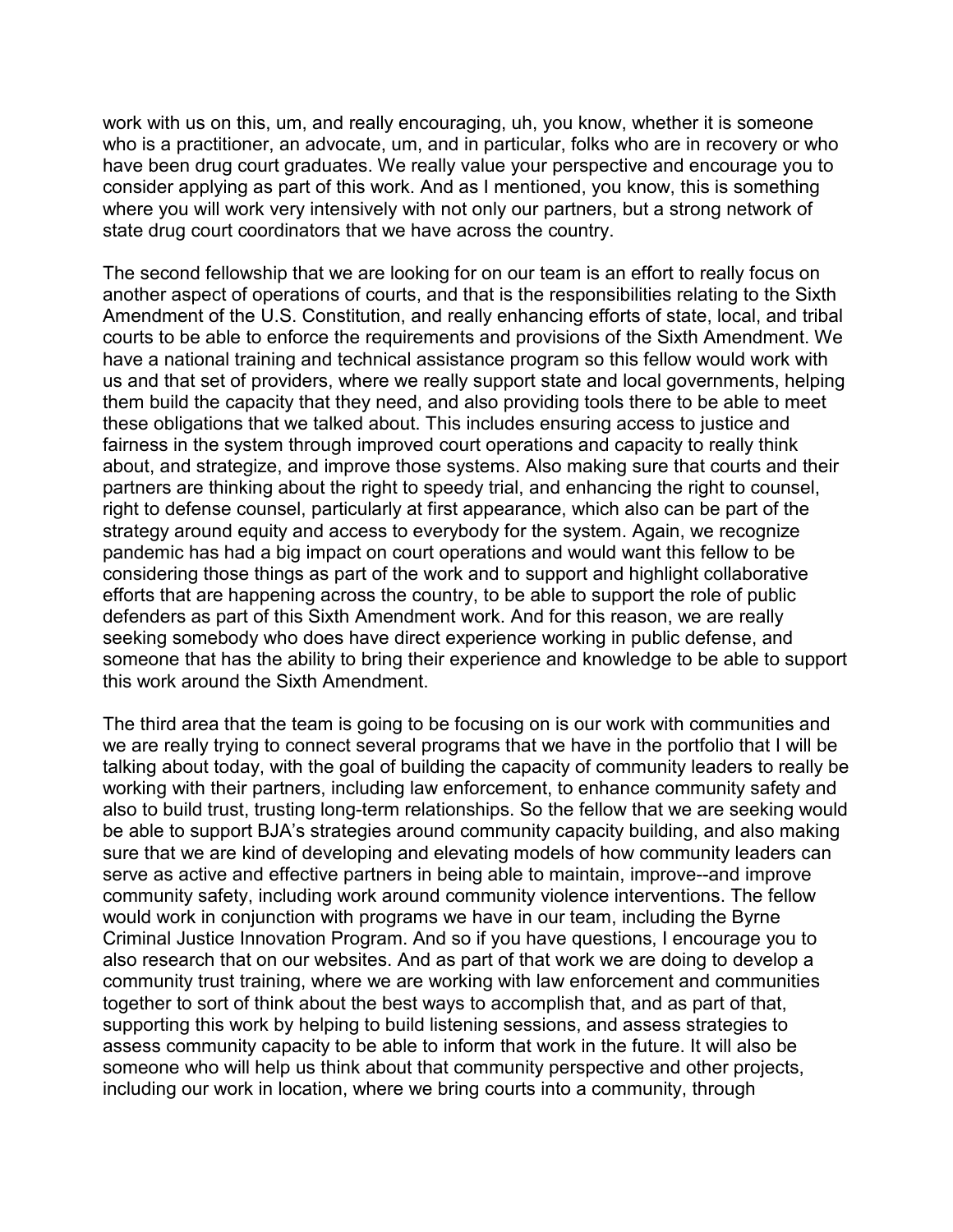work with us on this, um, and really encouraging, uh, you know, whether it is someone who is a practitioner, an advocate, um, and in particular, folks who are in recovery or who have been drug court graduates. We really value your perspective and encourage you to consider applying as part of this work. And as I mentioned, you know, this is something where you will work very intensively with not only our partners, but a strong network of state drug court coordinators that we have across the country.

The second fellowship that we are looking for on our team is an effort to really focus on another aspect of operations of courts, and that is the responsibilities relating to the Sixth Amendment of the U.S. Constitution, and really enhancing efforts of state, local, and tribal courts to be able to enforce the requirements and provisions of the Sixth Amendment. We have a national training and technical assistance program so this fellow would work with us and that set of providers, where we really support state and local governments, helping them build the capacity that they need, and also providing tools there to be able to meet these obligations that we talked about. This includes ensuring access to justice and fairness in the system through improved court operations and capacity to really think about, and strategize, and improve those systems. Also making sure that courts and their partners are thinking about the right to speedy trial, and enhancing the right to counsel, right to defense counsel, particularly at first appearance, which also can be part of the strategy around equity and access to everybody for the system. Again, we recognize pandemic has had a big impact on court operations and would want this fellow to be considering those things as part of the work and to support and highlight collaborative efforts that are happening across the country, to be able to support the role of public defenders as part of this Sixth Amendment work. And for this reason, we are really seeking somebody who does have direct experience working in public defense, and someone that has the ability to bring their experience and knowledge to be able to support this work around the Sixth Amendment.

The third area that the team is going to be focusing on is our work with communities and we are really trying to connect several programs that we have in the portfolio that I will be talking about today, with the goal of building the capacity of community leaders to really be working with their partners, including law enforcement, to enhance community safety and also to build trust, trusting long-term relationships. So the fellow that we are seeking would be able to support BJA's strategies around community capacity building, and also making sure that we are kind of developing and elevating models of how community leaders can serve as active and effective partners in being able to maintain, improve--and improve community safety, including work around community violence interventions. The fellow would work in conjunction with programs we have in our team, including the Byrne Criminal Justice Innovation Program. And so if you have questions, I encourage you to also research that on our websites. And as part of that work we are doing to develop a community trust training, where we are working with law enforcement and communities together to sort of think about the best ways to accomplish that, and as part of that, supporting this work by helping to build listening sessions, and assess strategies to assess community capacity to be able to inform that work in the future. It will also be someone who will help us think about that community perspective and other projects, including our work in location, where we bring courts into a community, through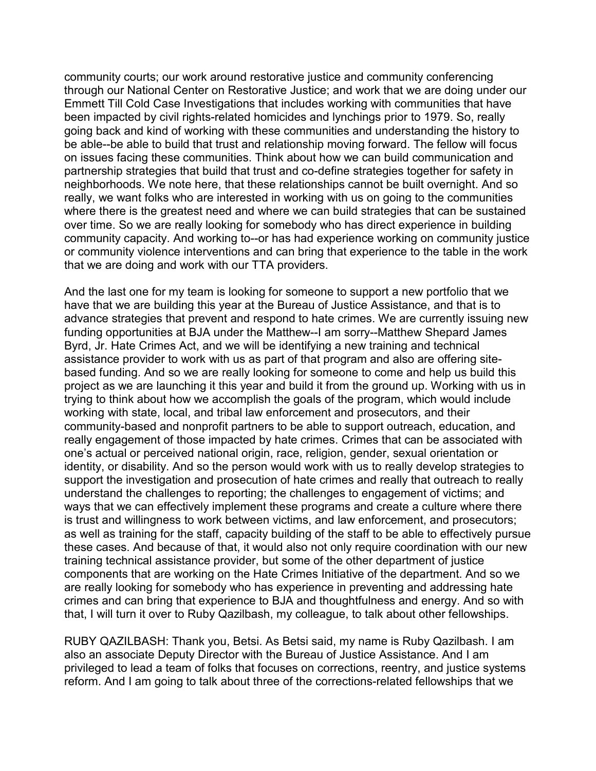community courts; our work around restorative justice and community conferencing through our National Center on Restorative Justice; and work that we are doing under our Emmett Till Cold Case Investigations that includes working with communities that have been impacted by civil rights-related homicides and lynchings prior to 1979. So, really going back and kind of working with these communities and understanding the history to be able--be able to build that trust and relationship moving forward. The fellow will focus on issues facing these communities. Think about how we can build communication and partnership strategies that build that trust and co-define strategies together for safety in neighborhoods. We note here, that these relationships cannot be built overnight. And so really, we want folks who are interested in working with us on going to the communities where there is the greatest need and where we can build strategies that can be sustained over time. So we are really looking for somebody who has direct experience in building community capacity. And working to--or has had experience working on community justice or community violence interventions and can bring that experience to the table in the work that we are doing and work with our TTA providers.

And the last one for my team is looking for someone to support a new portfolio that we have that we are building this year at the Bureau of Justice Assistance, and that is to advance strategies that prevent and respond to hate crimes. We are currently issuing new funding opportunities at BJA under the Matthew--I am sorry--Matthew Shepard James Byrd, Jr. Hate Crimes Act, and we will be identifying a new training and technical assistance provider to work with us as part of that program and also are offering site-based funding. And so we are really looking for someone to come and help us build this project as we are launching it this year and build it from the ground up. Working with us in trying to think about how we accomplish the goals of the program, which would include working with state, local, and tribal law enforcement and prosecutors, and their community-based and nonprofit partners to be able to support outreach, education, and really engagement of those impacted by hate crimes. Crimes that can be associated with one's actual or perceived national origin, race, religion, gender, sexual orientation or identity, or disability. And so the person would work with us to really develop strategies to support the investigation and prosecution of hate crimes and really that outreach to really understand the challenges to reporting; the challenges to engagement of victims; and ways that we can effectively implement these programs and create a culture where there is trust and willingness to work between victims, and law enforcement, and prosecutors; as well as training for the staff, capacity building of the staff to be able to effectively pursue these cases. And because of that, it would also not only require coordination with our new training technical assistance provider, but some of the other department of justice components that are working on the Hate Crimes Initiative of the department. And so we are really looking for somebody who has experience in preventing and addressing hate crimes and can bring that experience to BJA and thoughtfulness and energy. And so with that, I will turn it over to Ruby Qazilbash, my colleague, to talk about other fellowships.

RUBY QAZILBASH: Thank you, Betsi. As Betsi said, my name is Ruby Qazilbash. I am also an associate Deputy Director with the Bureau of Justice Assistance. And I am privileged to lead a team of folks that focuses on corrections, reentry, and justice systems reform. And I am going to talk about three of the corrections-related fellowships that we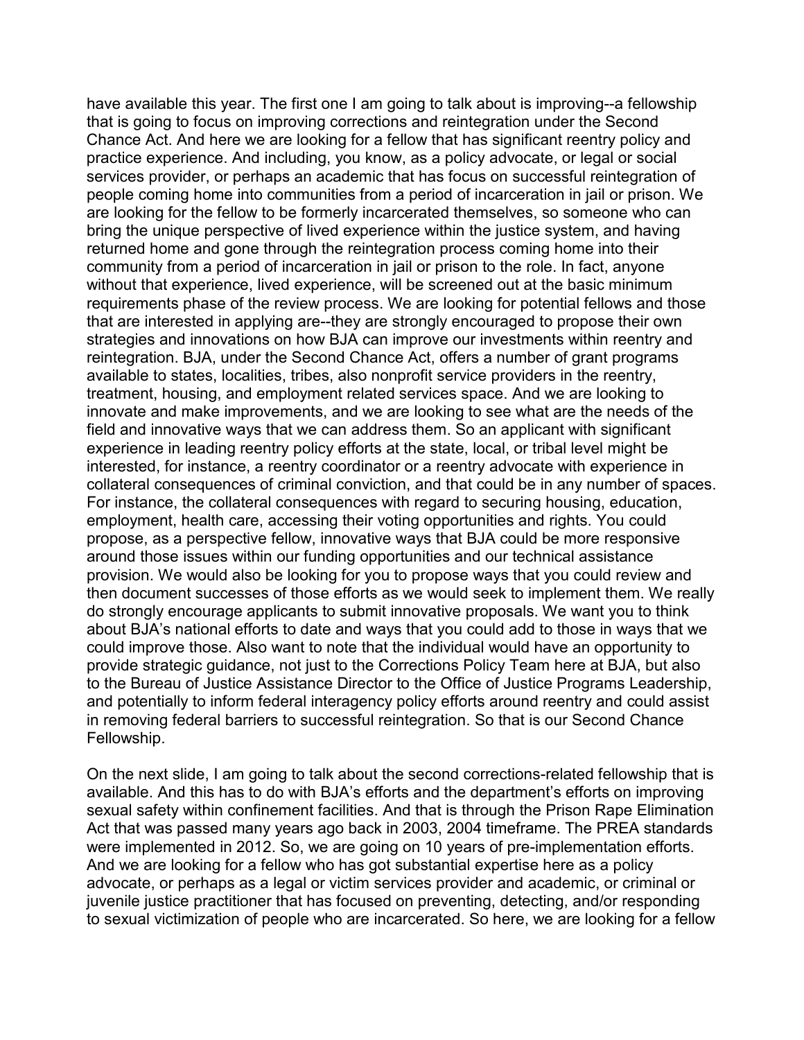have available this year. The first one I am going to talk about is improving--a fellowship that is going to focus on improving corrections and reintegration under the Second Chance Act. And here we are looking for a fellow that has significant reentry policy and practice experience. And including, you know, as a policy advocate, or legal or social services provider, or perhaps an academic that has focus on successful reintegration of people coming home into communities from a period of incarceration in jail or prison. We are looking for the fellow to be formerly incarcerated themselves, so someone who can bring the unique perspective of lived experience within the justice system, and having returned home and gone through the reintegration process coming home into their community from a period of incarceration in jail or prison to the role. In fact, anyone without that experience, lived experience, will be screened out at the basic minimum requirements phase of the review process. We are looking for potential fellows and those that are interested in applying are--they are strongly encouraged to propose their own strategies and innovations on how BJA can improve our investments within reentry and reintegration. BJA, under the Second Chance Act, offers a number of grant programs available to states, localities, tribes, also nonprofit service providers in the reentry, treatment, housing, and employment related services space. And we are looking to innovate and make improvements, and we are looking to see what are the needs of the field and innovative ways that we can address them. So an applicant with significant experience in leading reentry policy efforts at the state, local, or tribal level might be interested, for instance, a reentry coordinator or a reentry advocate with experience in collateral consequences of criminal conviction, and that could be in any number of spaces. For instance, the collateral consequences with regard to securing housing, education, employment, health care, accessing their voting opportunities and rights. You could propose, as a perspective fellow, innovative ways that BJA could be more responsive around those issues within our funding opportunities and our technical assistance provision. We would also be looking for you to propose ways that you could review and then document successes of those efforts as we would seek to implement them. We really do strongly encourage applicants to submit innovative proposals. We want you to think about BJA's national efforts to date and ways that you could add to those in ways that we could improve those. Also want to note that the individual would have an opportunity to provide strategic guidance, not just to the Corrections Policy Team here at BJA, but also to the Bureau of Justice Assistance Director to the Office of Justice Programs Leadership, and potentially to inform federal interagency policy efforts around reentry and could assist in removing federal barriers to successful reintegration. So that is our Second Chance Fellowship.

On the next slide, I am going to talk about the second corrections-related fellowship that is available. And this has to do with BJA's efforts and the department's efforts on improving sexual safety within confinement facilities. And that is through the Prison Rape Elimination Act that was passed many years ago back in 2003, 2004 timeframe. The PREA standards were implemented in 2012. So, we are going on 10 years of pre-implementation efforts. And we are looking for a fellow who has got substantial expertise here as a policy advocate, or perhaps as a legal or victim services provider and academic, or criminal or juvenile justice practitioner that has focused on preventing, detecting, and/or responding to sexual victimization of people who are incarcerated. So here, we are looking for a fellow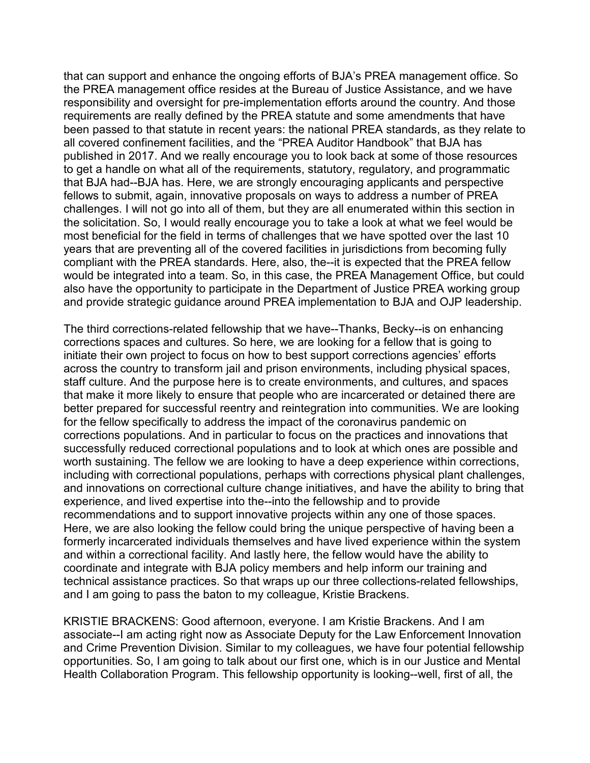that can support and enhance the ongoing efforts of BJA's PREA management office. So the PREA management office resides at the Bureau of Justice Assistance, and we have responsibility and oversight for pre-implementation efforts around the country. And those requirements are really defined by the PREA statute and some amendments that have been passed to that statute in recent years: the national PREA standards, as they relate to all covered confinement facilities, and the "PREA Auditor Handbook" that BJA has published in 2017. And we really encourage you to look back at some of those resources to get a handle on what all of the requirements, statutory, regulatory, and programmatic that BJA had--BJA has. Here, we are strongly encouraging applicants and perspective fellows to submit, again, innovative proposals on ways to address a number of PREA challenges. I will not go into all of them, but they are all enumerated within this section in the solicitation. So, I would really encourage you to take a look at what we feel would be most beneficial for the field in terms of challenges that we have spotted over the last 10 years that are preventing all of the covered facilities in jurisdictions from becoming fully compliant with the PREA standards. Here, also, the--it is expected that the PREA fellow would be integrated into a team. So, in this case, the PREA Management Office, but could also have the opportunity to participate in the Department of Justice PREA working group and provide strategic guidance around PREA implementation to BJA and OJP leadership.

The third corrections-related fellowship that we have--Thanks, Becky--is on enhancing corrections spaces and cultures. So here, we are looking for a fellow that is going to initiate their own project to focus on how to best support corrections agencies' efforts across the country to transform jail and prison environments, including physical spaces, staff culture. And the purpose here is to create environments, and cultures, and spaces that make it more likely to ensure that people who are incarcerated or detained there are better prepared for successful reentry and reintegration into communities. We are looking for the fellow specifically to address the impact of the coronavirus pandemic on corrections populations. And in particular to focus on the practices and innovations that successfully reduced correctional populations and to look at which ones are possible and worth sustaining. The fellow we are looking to have a deep experience within corrections, including with correctional populations, perhaps with corrections physical plant challenges, and innovations on correctional culture change initiatives, and have the ability to bring that experience, and lived expertise into the--into the fellowship and to provide recommendations and to support innovative projects within any one of those spaces. Here, we are also looking the fellow could bring the unique perspective of having been a formerly incarcerated individuals themselves and have lived experience within the system and within a correctional facility. And lastly here, the fellow would have the ability to coordinate and integrate with BJA policy members and help inform our training and technical assistance practices. So that wraps up our three collections-related fellowships, and I am going to pass the baton to my colleague, Kristie Brackens.

KRISTIE BRACKENS: Good afternoon, everyone. I am Kristie Brackens. And I am associate--I am acting right now as Associate Deputy for the Law Enforcement Innovation and Crime Prevention Division. Similar to my colleagues, we have four potential fellowship opportunities. So, I am going to talk about our first one, which is in our Justice and Mental Health Collaboration Program. This fellowship opportunity is looking--well, first of all, the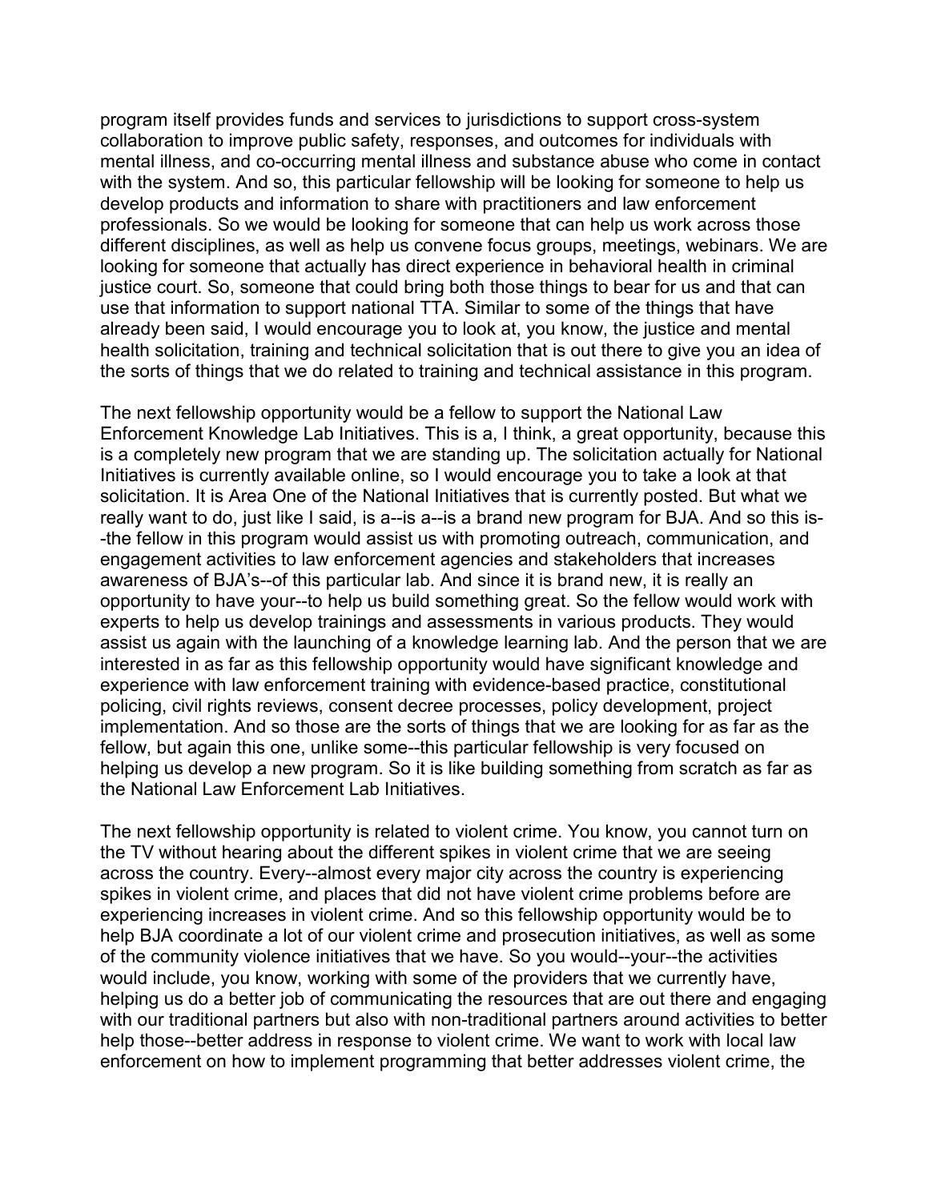program itself provides funds and services to jurisdictions to support cross-system collaboration to improve public safety, responses, and outcomes for individuals with mental illness, and co-occurring mental illness and substance abuse who come in contact with the system. And so, this particular fellowship will be looking for someone to help us develop products and information to share with practitioners and law enforcement professionals. So we would be looking for someone that can help us work across those different disciplines, as well as help us convene focus groups, meetings, webinars. We are looking for someone that actually has direct experience in behavioral health in criminal justice court. So, someone that could bring both those things to bear for us and that can use that information to support national TTA. Similar to some of the things that have already been said, I would encourage you to look at, you know, the justice and mental health solicitation, training and technical solicitation that is out there to give you an idea of the sorts of things that we do related to training and technical assistance in this program.

The next fellowship opportunity would be a fellow to support the National Law Enforcement Knowledge Lab Initiatives. This is a, I think, a great opportunity, because this is a completely new program that we are standing up. The solicitation actually for National Initiatives is currently available online, so I would encourage you to take a look at that solicitation. It is Area One of the National Initiatives that is currently posted. But what we really want to do, just like I said, is a--is a--is a brand new program for BJA. And so this is--the fellow in this program would assist us with promoting outreach, communication, and engagement activities to law enforcement agencies and stakeholders that increases awareness of BJA's--of this particular lab. And since it is brand new, it is really an opportunity to have your--to help us build something great. So the fellow would work with experts to help us develop trainings and assessments in various products. They would assist us again with the launching of a knowledge learning lab. And the person that we are interested in as far as this fellowship opportunity would have significant knowledge and experience with law enforcement training with evidence-based practice, constitutional policing, civil rights reviews, consent decree processes, policy development, project implementation. And so those are the sorts of things that we are looking for as far as the fellow, but again this one, unlike some--this particular fellowship is very focused on helping us develop a new program. So it is like building something from scratch as far as the National Law Enforcement Lab Initiatives.

The next fellowship opportunity is related to violent crime. You know, you cannot turn on the TV without hearing about the different spikes in violent crime that we are seeing across the country. Every--almost every major city across the country is experiencing spikes in violent crime, and places that did not have violent crime problems before are experiencing increases in violent crime. And so this fellowship opportunity would be to help BJA coordinate a lot of our violent crime and prosecution initiatives, as well as some of the community violence initiatives that we have. So you would--your--the activities would include, you know, working with some of the providers that we currently have, helping us do a better job of communicating the resources that are out there and engaging with our traditional partners but also with non-traditional partners around activities to better help those--better address in response to violent crime. We want to work with local law enforcement on how to implement programming that better addresses violent crime, the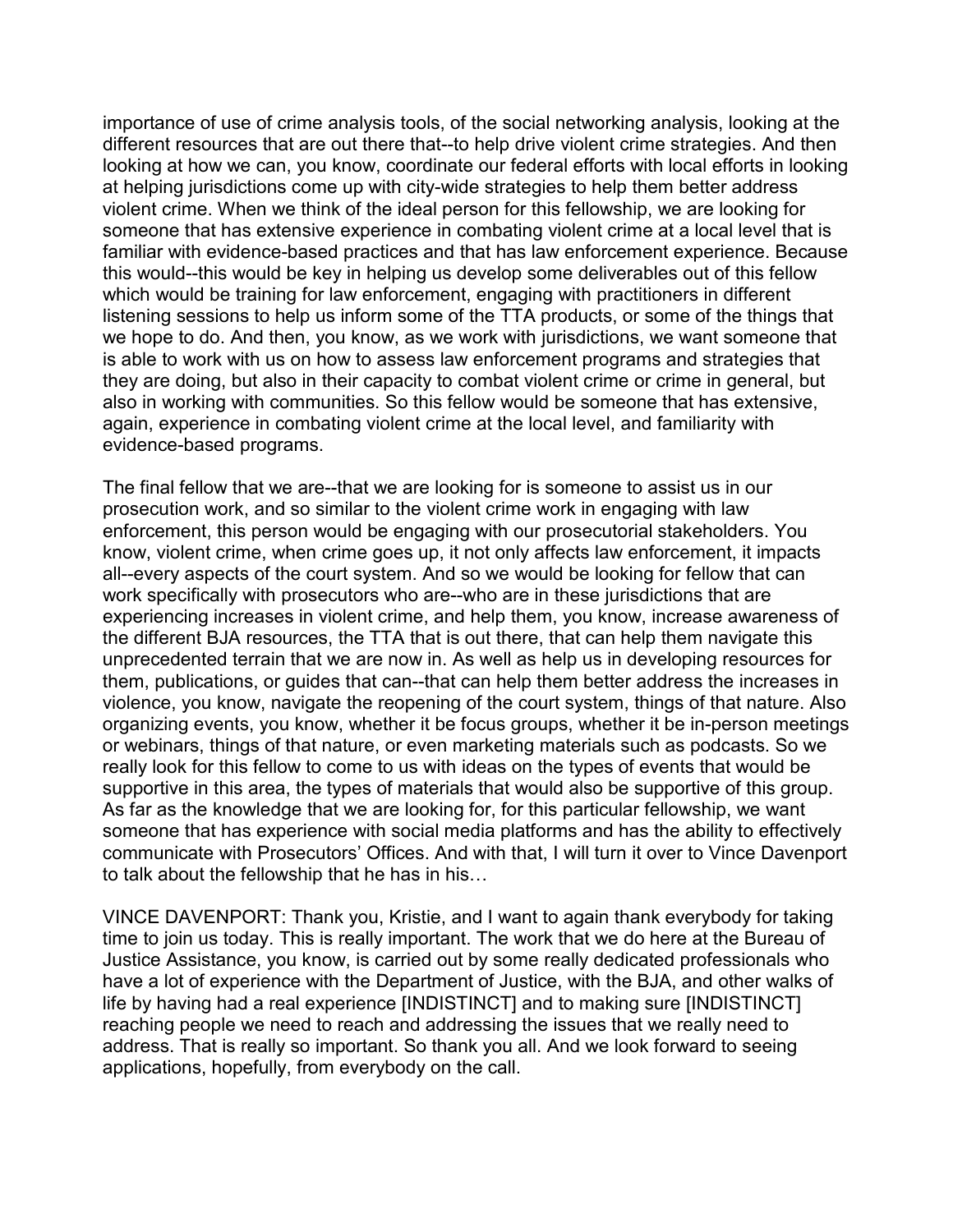importance of use of crime analysis tools, of the social networking analysis, looking at the different resources that are out there that--to help drive violent crime strategies. And then looking at how we can, you know, coordinate our federal efforts with local efforts in looking at helping jurisdictions come up with city-wide strategies to help them better address violent crime. When we think of the ideal person for this fellowship, we are looking for someone that has extensive experience in combating violent crime at a local level that is familiar with evidence-based practices and that has law enforcement experience. Because this would--this would be key in helping us develop some deliverables out of this fellow which would be training for law enforcement, engaging with practitioners in different listening sessions to help us inform some of the TTA products, or some of the things that we hope to do. And then, you know, as we work with jurisdictions, we want someone that is able to work with us on how to assess law enforcement programs and strategies that they are doing, but also in their capacity to combat violent crime or crime in general, but also in working with communities. So this fellow would be someone that has extensive, again, experience in combating violent crime at the local level, and familiarity with evidence-based programs.

The final fellow that we are--that we are looking for is someone to assist us in our prosecution work, and so similar to the violent crime work in engaging with law enforcement, this person would be engaging with our prosecutorial stakeholders. You know, violent crime, when crime goes up, it not only affects law enforcement, it impacts all--every aspects of the court system. And so we would be looking for fellow that can work specifically with prosecutors who are--who are in these jurisdictions that are experiencing increases in violent crime, and help them, you know, increase awareness of the different BJA resources, the TTA that is out there, that can help them navigate this unprecedented terrain that we are now in. As well as help us in developing resources for them, publications, or guides that can--that can help them better address the increases in violence, you know, navigate the reopening of the court system, things of that nature. Also organizing events, you know, whether it be focus groups, whether it be in-person meetings or webinars, things of that nature, or even marketing materials such as podcasts. So we really look for this fellow to come to us with ideas on the types of events that would be supportive in this area, the types of materials that would also be supportive of this group. As far as the knowledge that we are looking for, for this particular fellowship, we want someone that has experience with social media platforms and has the ability to effectively communicate with Prosecutors' Offices. And with that, I will turn it over to Vince Davenport to talk about the fellowship that he has in his…

VINCE DAVENPORT: Thank you, Kristie, and I want to again thank everybody for taking time to join us today. This is really important. The work that we do here at the Bureau of Justice Assistance, you know, is carried out by some really dedicated professionals who have a lot of experience with the Department of Justice, with the BJA, and other walks of life by having had a real experience [INDISTINCT] and to making sure [INDISTINCT] reaching people we need to reach and addressing the issues that we really need to address. That is really so important. So thank you all. And we look forward to seeing applications, hopefully, from everybody on the call.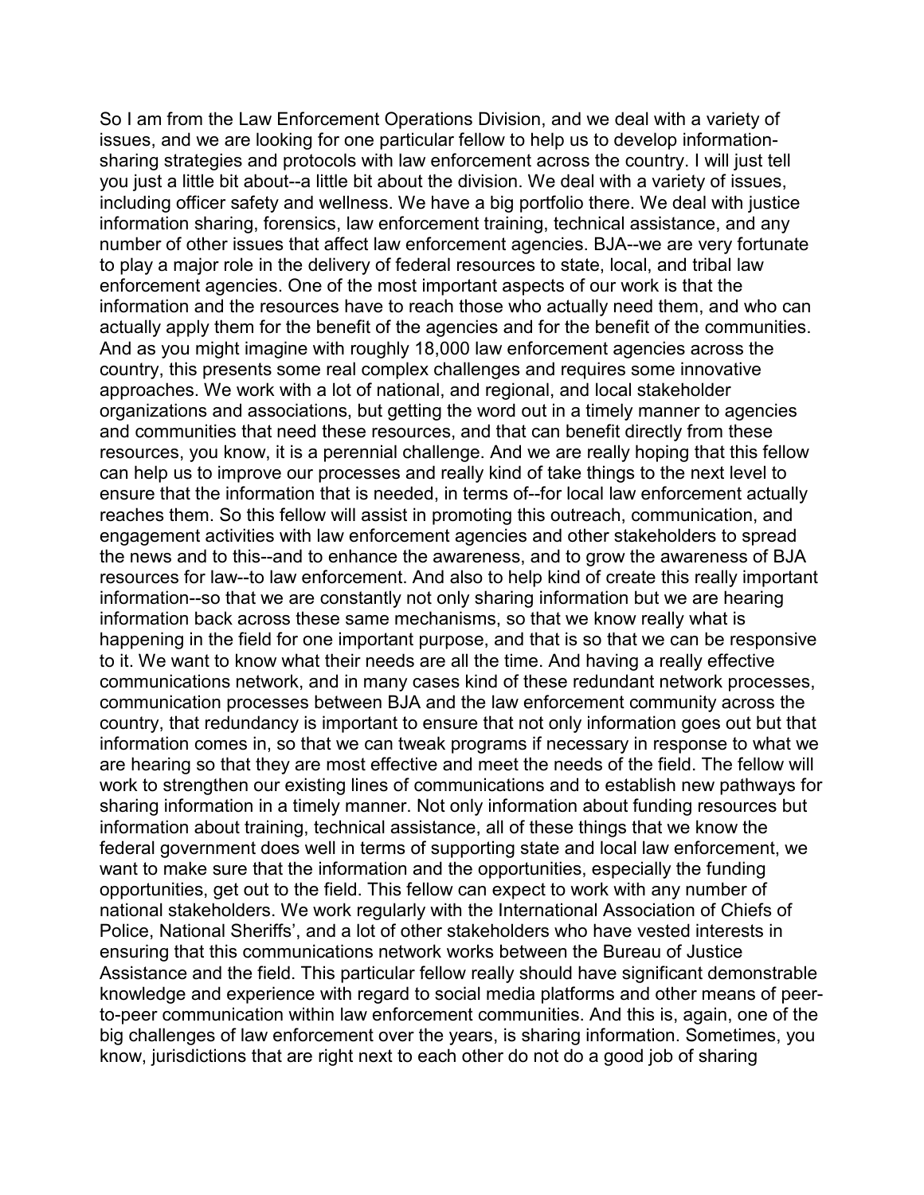So I am from the Law Enforcement Operations Division, and we deal with a variety of issues, and we are looking for one particular fellow to help us to develop information-sharing strategies and protocols with law enforcement across the country. I will just tell you just a little bit about--a little bit about the division. We deal with a variety of issues, including officer safety and wellness. We have a big portfolio there. We deal with justice information sharing, forensics, law enforcement training, technical assistance, and any number of other issues that affect law enforcement agencies. BJA--we are very fortunate to play a major role in the delivery of federal resources to state, local, and tribal law enforcement agencies. One of the most important aspects of our work is that the information and the resources have to reach those who actually need them, and who can actually apply them for the benefit of the agencies and for the benefit of the communities. And as you might imagine with roughly 18,000 law enforcement agencies across the country, this presents some real complex challenges and requires some innovative approaches. We work with a lot of national, and regional, and local stakeholder organizations and associations, but getting the word out in a timely manner to agencies and communities that need these resources, and that can benefit directly from these resources, you know, it is a perennial challenge. And we are really hoping that this fellow can help us to improve our processes and really kind of take things to the next level to ensure that the information that is needed, in terms of--for local law enforcement actually reaches them. So this fellow will assist in promoting this outreach, communication, and engagement activities with law enforcement agencies and other stakeholders to spread the news and to this--and to enhance the awareness, and to grow the awareness of BJA resources for law--to law enforcement. And also to help kind of create this really important information--so that we are constantly not only sharing information but we are hearing information back across these same mechanisms, so that we know really what is happening in the field for one important purpose, and that is so that we can be responsive to it. We want to know what their needs are all the time. And having a really effective communications network, and in many cases kind of these redundant network processes, communication processes between BJA and the law enforcement community across the country, that redundancy is important to ensure that not only information goes out but that information comes in, so that we can tweak programs if necessary in response to what we are hearing so that they are most effective and meet the needs of the field. The fellow will work to strengthen our existing lines of communications and to establish new pathways for sharing information in a timely manner. Not only information about funding resources but information about training, technical assistance, all of these things that we know the federal government does well in terms of supporting state and local law enforcement, we want to make sure that the information and the opportunities, especially the funding opportunities, get out to the field. This fellow can expect to work with any number of national stakeholders. We work regularly with the International Association of Chiefs of Police, National Sheriffs', and a lot of other stakeholders who have vested interests in ensuring that this communications network works between the Bureau of Justice Assistance and the field. This particular fellow really should have significant demonstrable knowledge and experience with regard to social media platforms and other means of peer-to-peer communication within law enforcement communities. And this is, again, one of the big challenges of law enforcement over the years, is sharing information. Sometimes, you know, jurisdictions that are right next to each other do not do a good job of sharing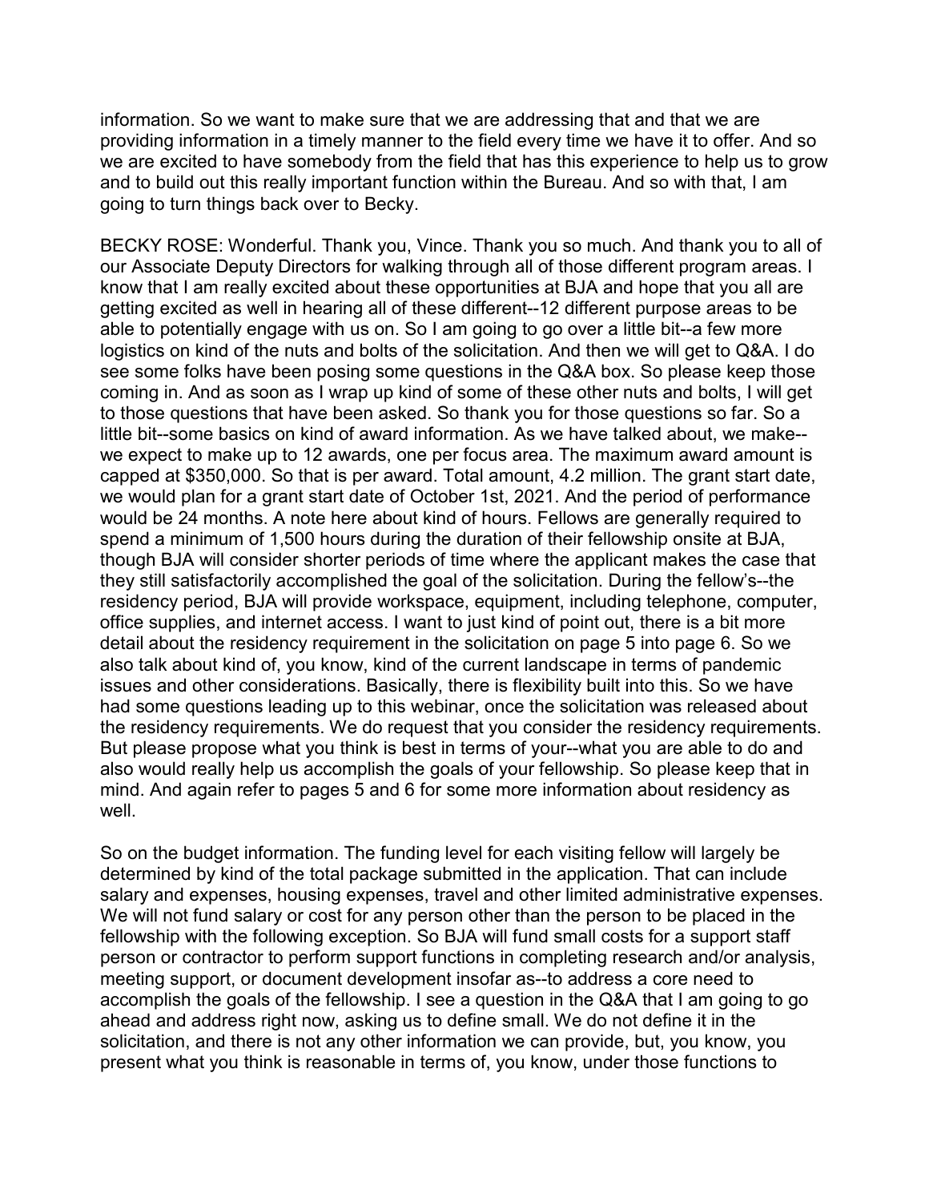information. So we want to make sure that we are addressing that and that we are providing information in a timely manner to the field every time we have it to offer. And so we are excited to have somebody from the field that has this experience to help us to grow and to build out this really important function within the Bureau. And so with that, I am going to turn things back over to Becky.

BECKY ROSE: Wonderful. Thank you, Vince. Thank you so much. And thank you to all of our Associate Deputy Directors for walking through all of those different program areas. I know that I am really excited about these opportunities at BJA and hope that you all are getting excited as well in hearing all of these different--12 different purpose areas to be able to potentially engage with us on. So I am going to go over a little bit--a few more logistics on kind of the nuts and bolts of the solicitation. And then we will get to Q&A. I do see some folks have been posing some questions in the Q&A box. So please keep those coming in. And as soon as I wrap up kind of some of these other nuts and bolts, I will get to those questions that have been asked. So thank you for those questions so far. So a little bit--some basics on kind of award information. As we have talked about, we make--we expect to make up to 12 awards, one per focus area. The maximum award amount is capped at $350,000. So that is per award. Total amount, 4.2 million. The grant start date, we would plan for a grant start date of October 1st, 2021. And the period of performance would be 24 months. A note here about kind of hours. Fellows are generally required to spend a minimum of 1,500 hours during the duration of their fellowship onsite at BJA, though BJA will consider shorter periods of time where the applicant makes the case that they still satisfactorily accomplished the goal of the solicitation. During the fellow's--the residency period, BJA will provide workspace, equipment, including telephone, computer, office supplies, and internet access. I want to just kind of point out, there is a bit more detail about the residency requirement in the solicitation on page 5 into page 6. So we also talk about kind of, you know, kind of the current landscape in terms of pandemic issues and other considerations. Basically, there is flexibility built into this. So we have had some questions leading up to this webinar, once the solicitation was released about the residency requirements. We do request that you consider the residency requirements. But please propose what you think is best in terms of your--what you are able to do and also would really help us accomplish the goals of your fellowship. So please keep that in mind. And again refer to pages 5 and 6 for some more information about residency as well.

So on the budget information. The funding level for each visiting fellow will largely be determined by kind of the total package submitted in the application. That can include salary and expenses, housing expenses, travel and other limited administrative expenses. We will not fund salary or cost for any person other than the person to be placed in the fellowship with the following exception. So BJA will fund small costs for a support staff person or contractor to perform support functions in completing research and/or analysis, meeting support, or document development insofar as--to address a core need to accomplish the goals of the fellowship. I see a question in the Q&A that I am going to go ahead and address right now, asking us to define small. We do not define it in the solicitation, and there is not any other information we can provide, but, you know, you present what you think is reasonable in terms of, you know, under those functions to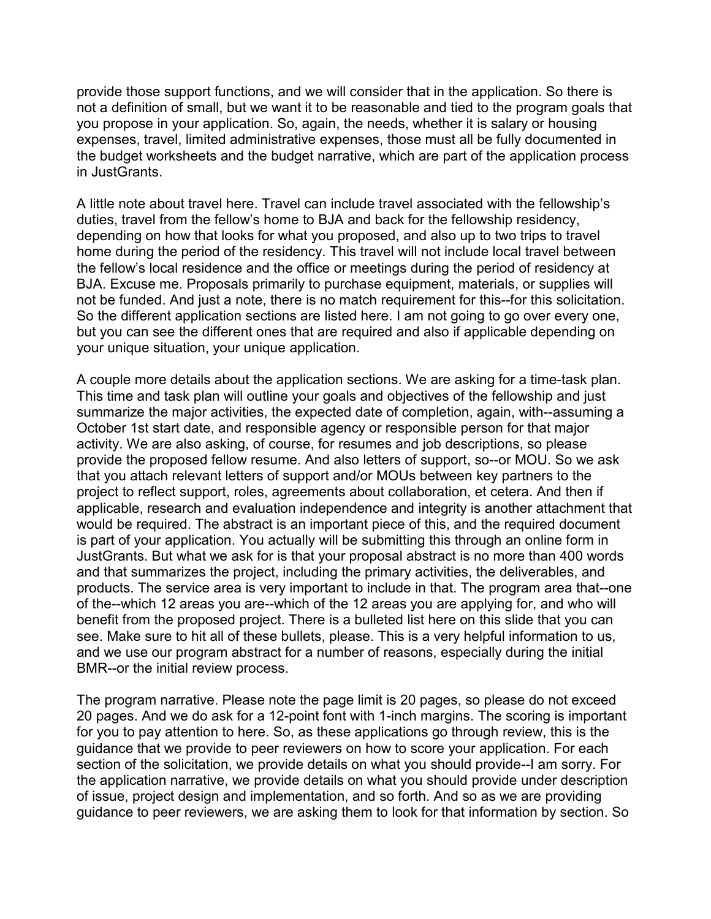provide those support functions, and we will consider that in the application. So there is not a definition of small, but we want it to be reasonable and tied to the program goals that you propose in your application. So, again, the needs, whether it is salary or housing expenses, travel, limited administrative expenses, those must all be fully documented in the budget worksheets and the budget narrative, which are part of the application process in JustGrants.

A little note about travel here. Travel can include travel associated with the fellowship's duties, travel from the fellow's home to BJA and back for the fellowship residency, depending on how that looks for what you proposed, and also up to two trips to travel home during the period of the residency. This travel will not include local travel between the fellow's local residence and the office or meetings during the period of residency at BJA. Excuse me. Proposals primarily to purchase equipment, materials, or supplies will not be funded. And just a note, there is no match requirement for this--for this solicitation. So the different application sections are listed here. I am not going to go over every one, but you can see the different ones that are required and also if applicable depending on your unique situation, your unique application.

A couple more details about the application sections. We are asking for a time-task plan. This time and task plan will outline your goals and objectives of the fellowship and just summarize the major activities, the expected date of completion, again, with--assuming a October 1st start date, and responsible agency or responsible person for that major activity. We are also asking, of course, for resumes and job descriptions, so please provide the proposed fellow resume. And also letters of support, so--or MOU. So we ask that you attach relevant letters of support and/or MOUs between key partners to the project to reflect support, roles, agreements about collaboration, et cetera. And then if applicable, research and evaluation independence and integrity is another attachment that would be required. The abstract is an important piece of this, and the required document is part of your application. You actually will be submitting this through an online form in JustGrants. But what we ask for is that your proposal abstract is no more than 400 words and that summarizes the project, including the primary activities, the deliverables, and products. The service area is very important to include in that. The program area that--one of the--which 12 areas you are--which of the 12 areas you are applying for, and who will benefit from the proposed project. There is a bulleted list here on this slide that you can see. Make sure to hit all of these bullets, please. This is a very helpful information to us, and we use our program abstract for a number of reasons, especially during the initial BMR--or the initial review process.

The program narrative. Please note the page limit is 20 pages, so please do not exceed 20 pages. And we do ask for a 12-point font with 1-inch margins. The scoring is important for you to pay attention to here. So, as these applications go through review, this is the guidance that we provide to peer reviewers on how to score your application. For each section of the solicitation, we provide details on what you should provide--I am sorry. For the application narrative, we provide details on what you should provide under description of issue, project design and implementation, and so forth. And so as we are providing guidance to peer reviewers, we are asking them to look for that information by section. So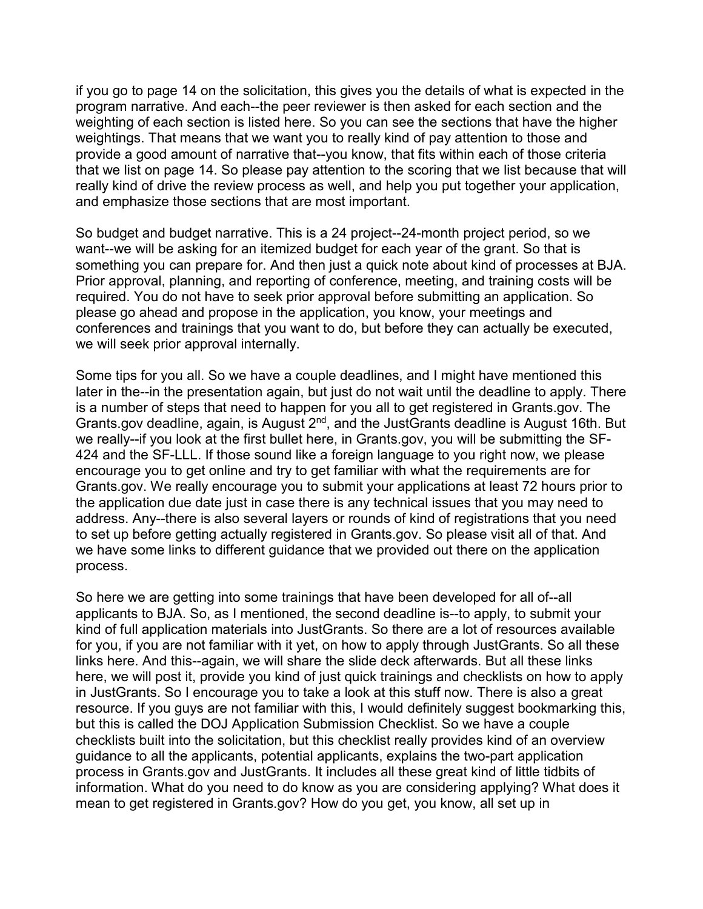if you go to page 14 on the solicitation, this gives you the details of what is expected in the program narrative. And each--the peer reviewer is then asked for each section and the weighting of each section is listed here. So you can see the sections that have the higher weightings. That means that we want you to really kind of pay attention to those and provide a good amount of narrative that--you know, that fits within each of those criteria that we list on page 14. So please pay attention to the scoring that we list because that will really kind of drive the review process as well, and help you put together your application, and emphasize those sections that are most important.

So budget and budget narrative. This is a 24 project--24-month project period, so we want--we will be asking for an itemized budget for each year of the grant. So that is something you can prepare for. And then just a quick note about kind of processes at BJA. Prior approval, planning, and reporting of conference, meeting, and training costs will be required. You do not have to seek prior approval before submitting an application. So please go ahead and propose in the application, you know, your meetings and conferences and trainings that you want to do, but before they can actually be executed, we will seek prior approval internally.

Some tips for you all. So we have a couple deadlines, and I might have mentioned this later in the--in the presentation again, but just do not wait until the deadline to apply. There is a number of steps that need to happen for you all to get registered in Grants.gov. The Grants.gov deadline, again, is August 2nd, and the JustGrants deadline is August 16th. But we really--if you look at the first bullet here, in Grants.gov, you will be submitting the SF-424 and the SF-LLL. If those sound like a foreign language to you right now, we please encourage you to get online and try to get familiar with what the requirements are for Grants.gov. We really encourage you to submit your applications at least 72 hours prior to the application due date just in case there is any technical issues that you may need to address. Any--there is also several layers or rounds of kind of registrations that you need to set up before getting actually registered in Grants.gov. So please visit all of that. And we have some links to different guidance that we provided out there on the application process.

So here we are getting into some trainings that have been developed for all of--all applicants to BJA. So, as I mentioned, the second deadline is--to apply, to submit your kind of full application materials into JustGrants. So there are a lot of resources available for you, if you are not familiar with it yet, on how to apply through JustGrants. So all these links here. And this--again, we will share the slide deck afterwards. But all these links here, we will post it, provide you kind of just quick trainings and checklists on how to apply in JustGrants. So I encourage you to take a look at this stuff now. There is also a great resource. If you guys are not familiar with this, I would definitely suggest bookmarking this, but this is called the DOJ Application Submission Checklist. So we have a couple checklists built into the solicitation, but this checklist really provides kind of an overview guidance to all the applicants, potential applicants, explains the two-part application process in Grants.gov and JustGrants. It includes all these great kind of little tidbits of information. What do you need to do know as you are considering applying? What does it mean to get registered in Grants.gov? How do you get, you know, all set up in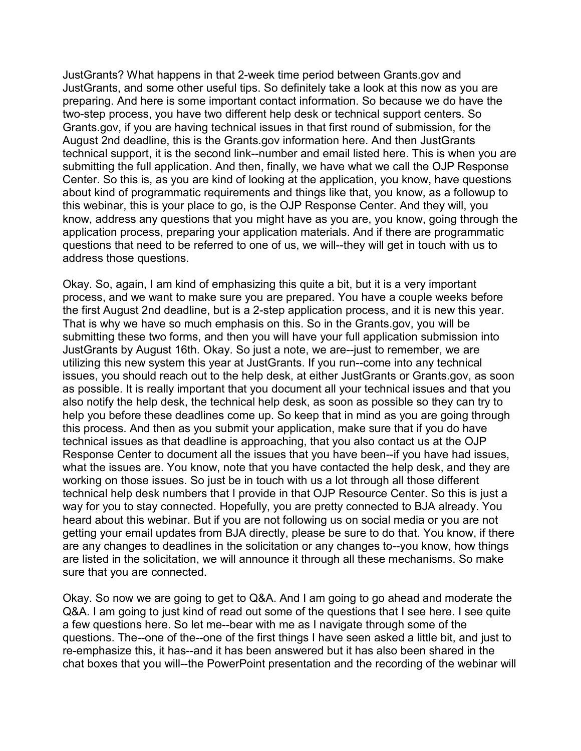JustGrants? What happens in that 2-week time period between Grants.gov and JustGrants, and some other useful tips. So definitely take a look at this now as you are preparing. And here is some important contact information. So because we do have the two-step process, you have two different help desk or technical support centers. So Grants.gov, if you are having technical issues in that first round of submission, for the August 2nd deadline, this is the Grants.gov information here. And then JustGrants technical support, it is the second link--number and email listed here. This is when you are submitting the full application. And then, finally, we have what we call the OJP Response Center. So this is, as you are kind of looking at the application, you know, have questions about kind of programmatic requirements and things like that, you know, as a followup to this webinar, this is your place to go, is the OJP Response Center. And they will, you know, address any questions that you might have as you are, you know, going through the application process, preparing your application materials. And if there are programmatic questions that need to be referred to one of us, we will--they will get in touch with us to address those questions.

Okay. So, again, I am kind of emphasizing this quite a bit, but it is a very important process, and we want to make sure you are prepared. You have a couple weeks before the first August 2nd deadline, but is a 2-step application process, and it is new this year. That is why we have so much emphasis on this. So in the Grants.gov, you will be submitting these two forms, and then you will have your full application submission into JustGrants by August 16th. Okay. So just a note, we are--just to remember, we are utilizing this new system this year at JustGrants. If you run--come into any technical issues, you should reach out to the help desk, at either JustGrants or Grants.gov, as soon as possible. It is really important that you document all your technical issues and that you also notify the help desk, the technical help desk, as soon as possible so they can try to help you before these deadlines come up. So keep that in mind as you are going through this process. And then as you submit your application, make sure that if you do have technical issues as that deadline is approaching, that you also contact us at the OJP Response Center to document all the issues that you have been--if you have had issues, what the issues are. You know, note that you have contacted the help desk, and they are working on those issues. So just be in touch with us a lot through all those different technical help desk numbers that I provide in that OJP Resource Center. So this is just a way for you to stay connected. Hopefully, you are pretty connected to BJA already. You heard about this webinar. But if you are not following us on social media or you are not getting your email updates from BJA directly, please be sure to do that. You know, if there are any changes to deadlines in the solicitation or any changes to--you know, how things are listed in the solicitation, we will announce it through all these mechanisms. So make sure that you are connected.

Okay. So now we are going to get to Q&A. And I am going to go ahead and moderate the Q&A. I am going to just kind of read out some of the questions that I see here. I see quite a few questions here. So let me--bear with me as I navigate through some of the questions. The--one of the--one of the first things I have seen asked a little bit, and just to re-emphasize this, it has--and it has been answered but it has also been shared in the chat boxes that you will--the PowerPoint presentation and the recording of the webinar will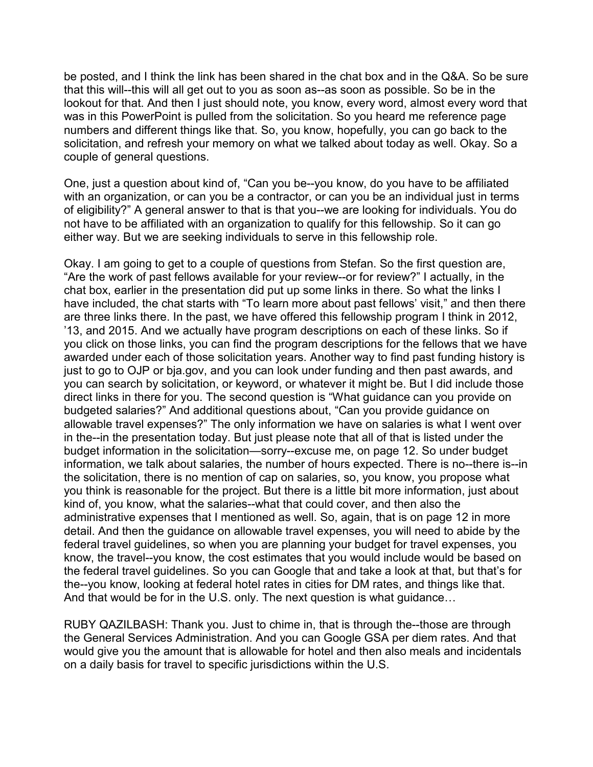be posted, and I think the link has been shared in the chat box and in the Q&A. So be sure that this will--this will all get out to you as soon as--as soon as possible. So be in the lookout for that. And then I just should note, you know, every word, almost every word that was in this PowerPoint is pulled from the solicitation. So you heard me reference page numbers and different things like that. So, you know, hopefully, you can go back to the solicitation, and refresh your memory on what we talked about today as well. Okay. So a couple of general questions.

One, just a question about kind of, "Can you be--you know, do you have to be affiliated with an organization, or can you be a contractor, or can you be an individual just in terms of eligibility?" A general answer to that is that you--we are looking for individuals. You do not have to be affiliated with an organization to qualify for this fellowship. So it can go either way. But we are seeking individuals to serve in this fellowship role.

Okay. I am going to get to a couple of questions from Stefan. So the first question are, "Are the work of past fellows available for your review--or for review?" I actually, in the chat box, earlier in the presentation did put up some links in there. So what the links I have included, the chat starts with "To learn more about past fellows' visit," and then there are three links there. In the past, we have offered this fellowship program I think in 2012, '13, and 2015. And we actually have program descriptions on each of these links. So if you click on those links, you can find the program descriptions for the fellows that we have awarded under each of those solicitation years. Another way to find past funding history is just to go to OJP or bja.gov, and you can look under funding and then past awards, and you can search by solicitation, or keyword, or whatever it might be. But I did include those direct links in there for you. The second question is "What guidance can you provide on budgeted salaries?" And additional questions about, "Can you provide guidance on allowable travel expenses?" The only information we have on salaries is what I went over in the--in the presentation today. But just please note that all of that is listed under the budget information in the solicitation—sorry--excuse me, on page 12. So under budget information, we talk about salaries, the number of hours expected. There is no--there is--in the solicitation, there is no mention of cap on salaries, so, you know, you propose what you think is reasonable for the project. But there is a little bit more information, just about kind of, you know, what the salaries--what that could cover, and then also the administrative expenses that I mentioned as well. So, again, that is on page 12 in more detail. And then the guidance on allowable travel expenses, you will need to abide by the federal travel guidelines, so when you are planning your budget for travel expenses, you know, the travel--you know, the cost estimates that you would include would be based on the federal travel guidelines. So you can Google that and take a look at that, but that's for the--you know, looking at federal hotel rates in cities for DM rates, and things like that. And that would be for in the U.S. only. The next question is what guidance…

RUBY QAZILBASH: Thank you. Just to chime in, that is through the--those are through the General Services Administration. And you can Google GSA per diem rates. And that would give you the amount that is allowable for hotel and then also meals and incidentals on a daily basis for travel to specific jurisdictions within the U.S.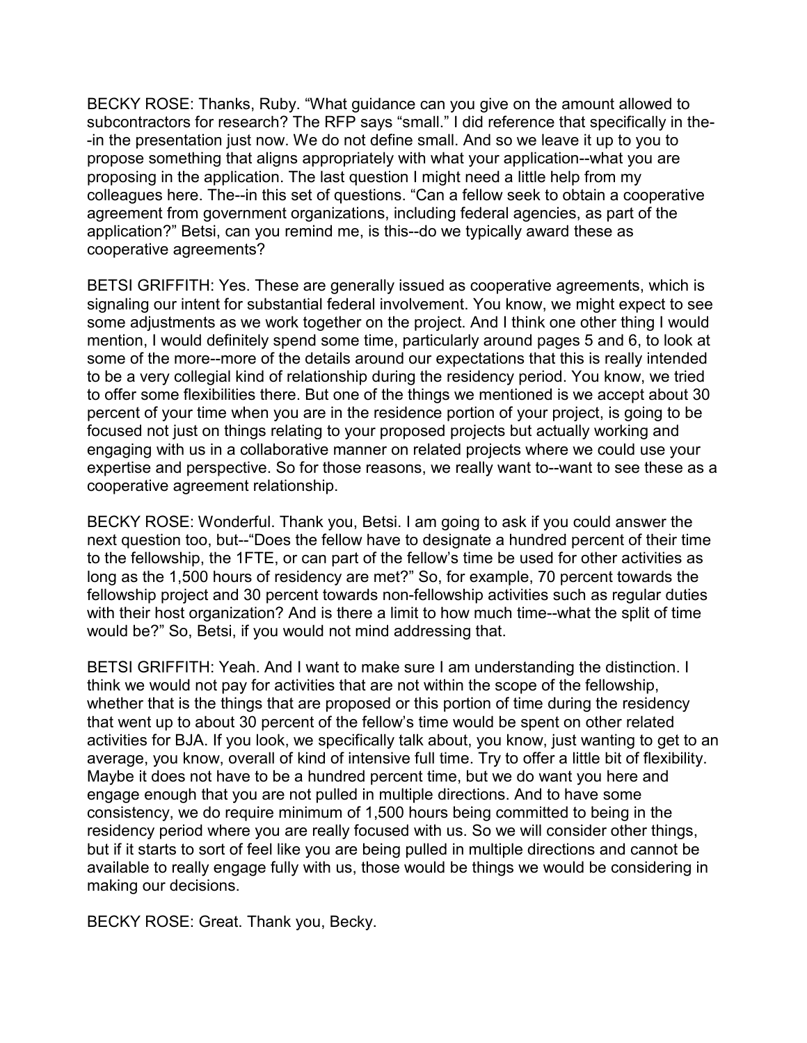BECKY ROSE: Thanks, Ruby. “What guidance can you give on the amount allowed to subcontractors for research? The RFP says “small.” I did reference that specifically in the--in the presentation just now. We do not define small. And so we leave it up to you to propose something that aligns appropriately with what your application--what you are proposing in the application. The last question I might need a little help from my colleagues here. The--in this set of questions. “Can a fellow seek to obtain a cooperative agreement from government organizations, including federal agencies, as part of the application?” Betsi, can you remind me, is this--do we typically award these as cooperative agreements?

BETSI GRIFFITH: Yes. These are generally issued as cooperative agreements, which is signaling our intent for substantial federal involvement. You know, we might expect to see some adjustments as we work together on the project. And I think one other thing I would mention, I would definitely spend some time, particularly around pages 5 and 6, to look at some of the more--more of the details around our expectations that this is really intended to be a very collegial kind of relationship during the residency period. You know, we tried to offer some flexibilities there. But one of the things we mentioned is we accept about 30 percent of your time when you are in the residence portion of your project, is going to be focused not just on things relating to your proposed projects but actually working and engaging with us in a collaborative manner on related projects where we could use your expertise and perspective. So for those reasons, we really want to--want to see these as a cooperative agreement relationship.

BECKY ROSE: Wonderful. Thank you, Betsi. I am going to ask if you could answer the next question too, but--“Does the fellow have to designate a hundred percent of their time to the fellowship, the 1FTE, or can part of the fellow’s time be used for other activities as long as the 1,500 hours of residency are met?” So, for example, 70 percent towards the fellowship project and 30 percent towards non-fellowship activities such as regular duties with their host organization? And is there a limit to how much time--what the split of time would be?” So, Betsi, if you would not mind addressing that.

BETSI GRIFFITH: Yeah. And I want to make sure I am understanding the distinction. I think we would not pay for activities that are not within the scope of the fellowship, whether that is the things that are proposed or this portion of time during the residency that went up to about 30 percent of the fellow’s time would be spent on other related activities for BJA. If you look, we specifically talk about, you know, just wanting to get to an average, you know, overall of kind of intensive full time. Try to offer a little bit of flexibility. Maybe it does not have to be a hundred percent time, but we do want you here and engage enough that you are not pulled in multiple directions. And to have some consistency, we do require minimum of 1,500 hours being committed to being in the residency period where you are really focused with us. So we will consider other things, but if it starts to sort of feel like you are being pulled in multiple directions and cannot be available to really engage fully with us, those would be things we would be considering in making our decisions.

BECKY ROSE: Great. Thank you, Becky.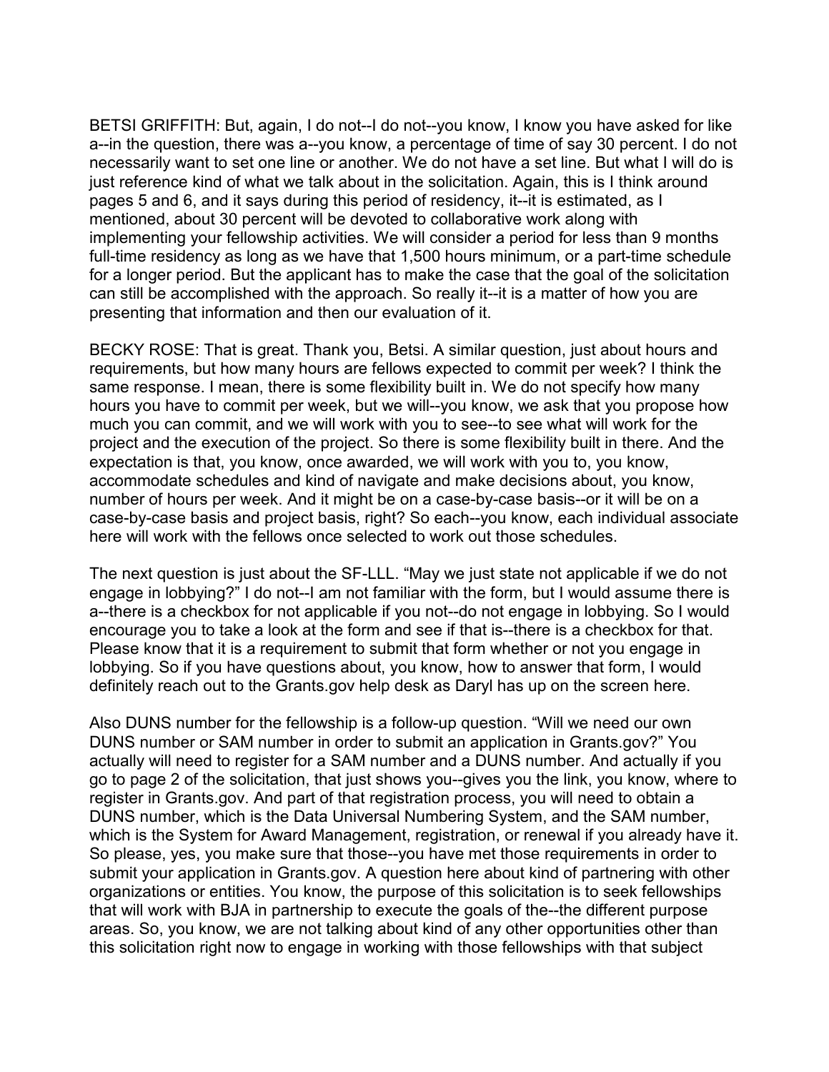BETSI GRIFFITH: But, again, I do not--I do not--you know, I know you have asked for like a--in the question, there was a--you know, a percentage of time of say 30 percent. I do not necessarily want to set one line or another. We do not have a set line. But what I will do is just reference kind of what we talk about in the solicitation. Again, this is I think around pages 5 and 6, and it says during this period of residency, it--it is estimated, as I mentioned, about 30 percent will be devoted to collaborative work along with implementing your fellowship activities. We will consider a period for less than 9 months full-time residency as long as we have that 1,500 hours minimum, or a part-time schedule for a longer period. But the applicant has to make the case that the goal of the solicitation can still be accomplished with the approach. So really it--it is a matter of how you are presenting that information and then our evaluation of it.

BECKY ROSE: That is great. Thank you, Betsi. A similar question, just about hours and requirements, but how many hours are fellows expected to commit per week? I think the same response. I mean, there is some flexibility built in. We do not specify how many hours you have to commit per week, but we will--you know, we ask that you propose how much you can commit, and we will work with you to see--to see what will work for the project and the execution of the project. So there is some flexibility built in there. And the expectation is that, you know, once awarded, we will work with you to, you know, accommodate schedules and kind of navigate and make decisions about, you know, number of hours per week. And it might be on a case-by-case basis--or it will be on a case-by-case basis and project basis, right? So each--you know, each individual associate here will work with the fellows once selected to work out those schedules.

The next question is just about the SF-LLL. "May we just state not applicable if we do not engage in lobbying?" I do not--I am not familiar with the form, but I would assume there is a--there is a checkbox for not applicable if you not--do not engage in lobbying. So I would encourage you to take a look at the form and see if that is--there is a checkbox for that. Please know that it is a requirement to submit that form whether or not you engage in lobbying. So if you have questions about, you know, how to answer that form, I would definitely reach out to the Grants.gov help desk as Daryl has up on the screen here.

Also DUNS number for the fellowship is a follow-up question. "Will we need our own DUNS number or SAM number in order to submit an application in Grants.gov?" You actually will need to register for a SAM number and a DUNS number. And actually if you go to page 2 of the solicitation, that just shows you--gives you the link, you know, where to register in Grants.gov. And part of that registration process, you will need to obtain a DUNS number, which is the Data Universal Numbering System, and the SAM number, which is the System for Award Management, registration, or renewal if you already have it. So please, yes, you make sure that those--you have met those requirements in order to submit your application in Grants.gov. A question here about kind of partnering with other organizations or entities. You know, the purpose of this solicitation is to seek fellowships that will work with BJA in partnership to execute the goals of the--the different purpose areas. So, you know, we are not talking about kind of any other opportunities other than this solicitation right now to engage in working with those fellowships with that subject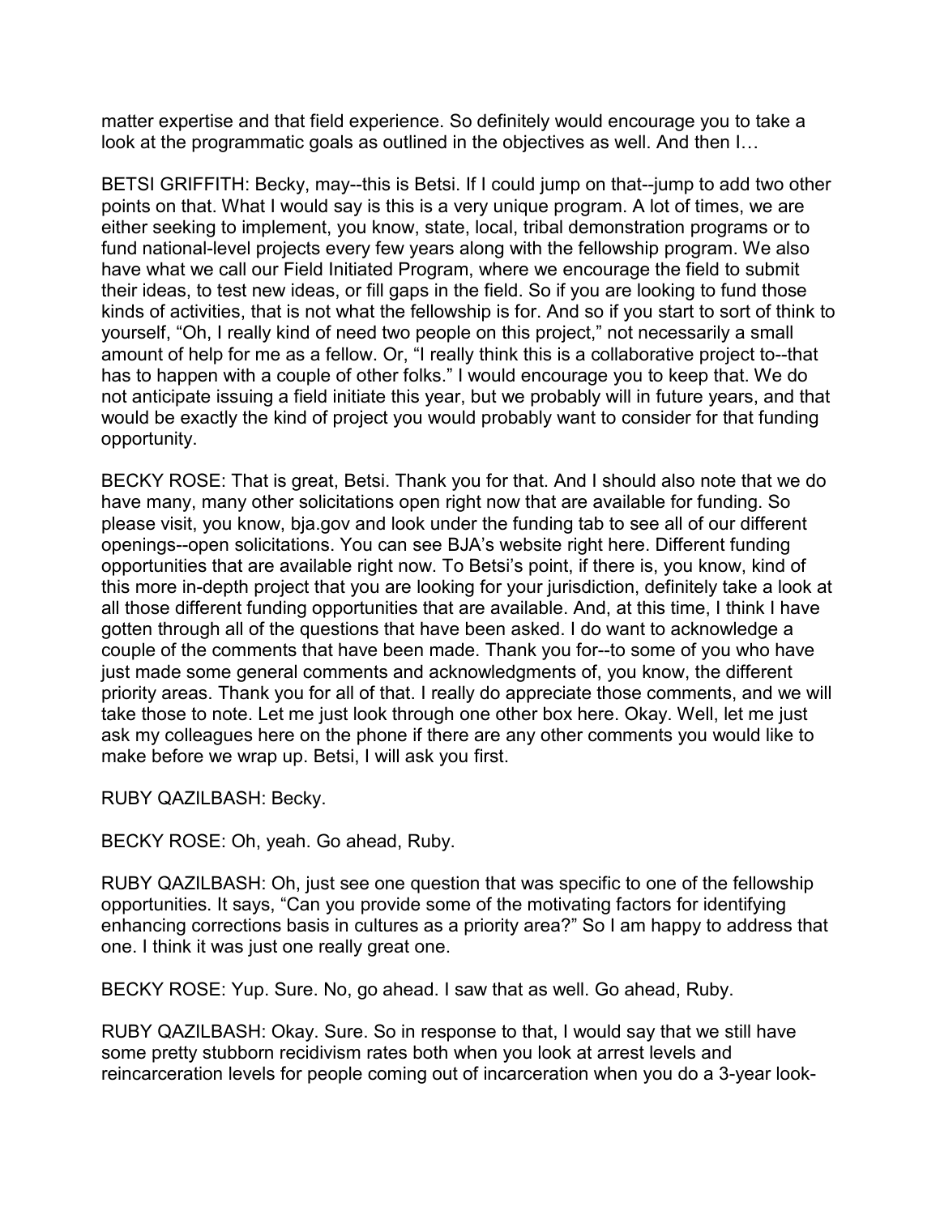matter expertise and that field experience. So definitely would encourage you to take a look at the programmatic goals as outlined in the objectives as well. And then I…

BETSI GRIFFITH: Becky, may--this is Betsi. If I could jump on that--jump to add two other points on that. What I would say is this is a very unique program. A lot of times, we are either seeking to implement, you know, state, local, tribal demonstration programs or to fund national-level projects every few years along with the fellowship program. We also have what we call our Field Initiated Program, where we encourage the field to submit their ideas, to test new ideas, or fill gaps in the field. So if you are looking to fund those kinds of activities, that is not what the fellowship is for. And so if you start to sort of think to yourself, "Oh, I really kind of need two people on this project," not necessarily a small amount of help for me as a fellow. Or, "I really think this is a collaborative project to--that has to happen with a couple of other folks." I would encourage you to keep that. We do not anticipate issuing a field initiate this year, but we probably will in future years, and that would be exactly the kind of project you would probably want to consider for that funding opportunity.

BECKY ROSE: That is great, Betsi. Thank you for that. And I should also note that we do have many, many other solicitations open right now that are available for funding. So please visit, you know, bja.gov and look under the funding tab to see all of our different openings--open solicitations. You can see BJA's website right here. Different funding opportunities that are available right now. To Betsi's point, if there is, you know, kind of this more in-depth project that you are looking for your jurisdiction, definitely take a look at all those different funding opportunities that are available. And, at this time, I think I have gotten through all of the questions that have been asked. I do want to acknowledge a couple of the comments that have been made. Thank you for--to some of you who have just made some general comments and acknowledgments of, you know, the different priority areas. Thank you for all of that. I really do appreciate those comments, and we will take those to note. Let me just look through one other box here. Okay. Well, let me just ask my colleagues here on the phone if there are any other comments you would like to make before we wrap up. Betsi, I will ask you first.

RUBY QAZILBASH: Becky.

BECKY ROSE: Oh, yeah. Go ahead, Ruby.

RUBY QAZILBASH: Oh, just see one question that was specific to one of the fellowship opportunities. It says, "Can you provide some of the motivating factors for identifying enhancing corrections basis in cultures as a priority area?" So I am happy to address that one. I think it was just one really great one.

BECKY ROSE: Yup. Sure. No, go ahead. I saw that as well. Go ahead, Ruby.

RUBY QAZILBASH: Okay. Sure. So in response to that, I would say that we still have some pretty stubborn recidivism rates both when you look at arrest levels and reincarceration levels for people coming out of incarceration when you do a 3-year look-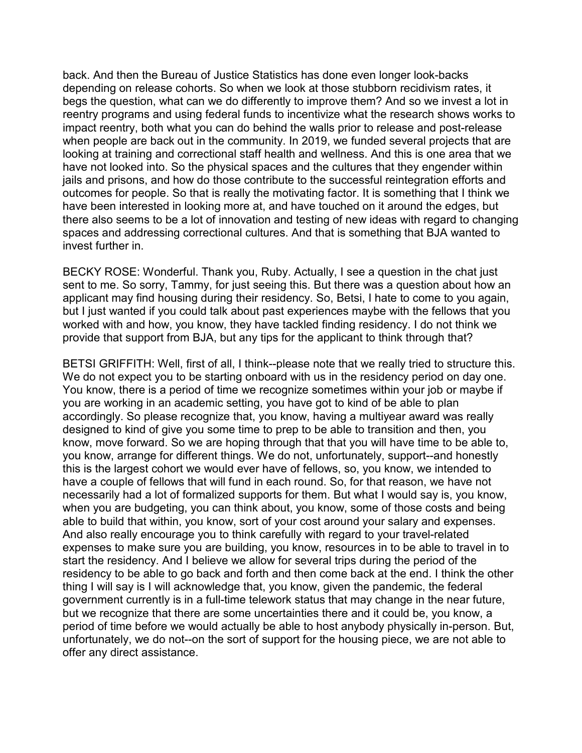back. And then the Bureau of Justice Statistics has done even longer look-backs depending on release cohorts. So when we look at those stubborn recidivism rates, it begs the question, what can we do differently to improve them? And so we invest a lot in reentry programs and using federal funds to incentivize what the research shows works to impact reentry, both what you can do behind the walls prior to release and post-release when people are back out in the community. In 2019, we funded several projects that are looking at training and correctional staff health and wellness. And this is one area that we have not looked into. So the physical spaces and the cultures that they engender within jails and prisons, and how do those contribute to the successful reintegration efforts and outcomes for people. So that is really the motivating factor. It is something that I think we have been interested in looking more at, and have touched on it around the edges, but there also seems to be a lot of innovation and testing of new ideas with regard to changing spaces and addressing correctional cultures. And that is something that BJA wanted to invest further in.

BECKY ROSE: Wonderful. Thank you, Ruby. Actually, I see a question in the chat just sent to me. So sorry, Tammy, for just seeing this. But there was a question about how an applicant may find housing during their residency. So, Betsi, I hate to come to you again, but I just wanted if you could talk about past experiences maybe with the fellows that you worked with and how, you know, they have tackled finding residency. I do not think we provide that support from BJA, but any tips for the applicant to think through that?

BETSI GRIFFITH: Well, first of all, I think--please note that we really tried to structure this. We do not expect you to be starting onboard with us in the residency period on day one. You know, there is a period of time we recognize sometimes within your job or maybe if you are working in an academic setting, you have got to kind of be able to plan accordingly. So please recognize that, you know, having a multiyear award was really designed to kind of give you some time to prep to be able to transition and then, you know, move forward. So we are hoping through that that you will have time to be able to, you know, arrange for different things. We do not, unfortunately, support--and honestly this is the largest cohort we would ever have of fellows, so, you know, we intended to have a couple of fellows that will fund in each round. So, for that reason, we have not necessarily had a lot of formalized supports for them. But what I would say is, you know, when you are budgeting, you can think about, you know, some of those costs and being able to build that within, you know, sort of your cost around your salary and expenses. And also really encourage you to think carefully with regard to your travel-related expenses to make sure you are building, you know, resources in to be able to travel in to start the residency. And I believe we allow for several trips during the period of the residency to be able to go back and forth and then come back at the end. I think the other thing I will say is I will acknowledge that, you know, given the pandemic, the federal government currently is in a full-time telework status that may change in the near future, but we recognize that there are some uncertainties there and it could be, you know, a period of time before we would actually be able to host anybody physically in-person. But, unfortunately, we do not--on the sort of support for the housing piece, we are not able to offer any direct assistance.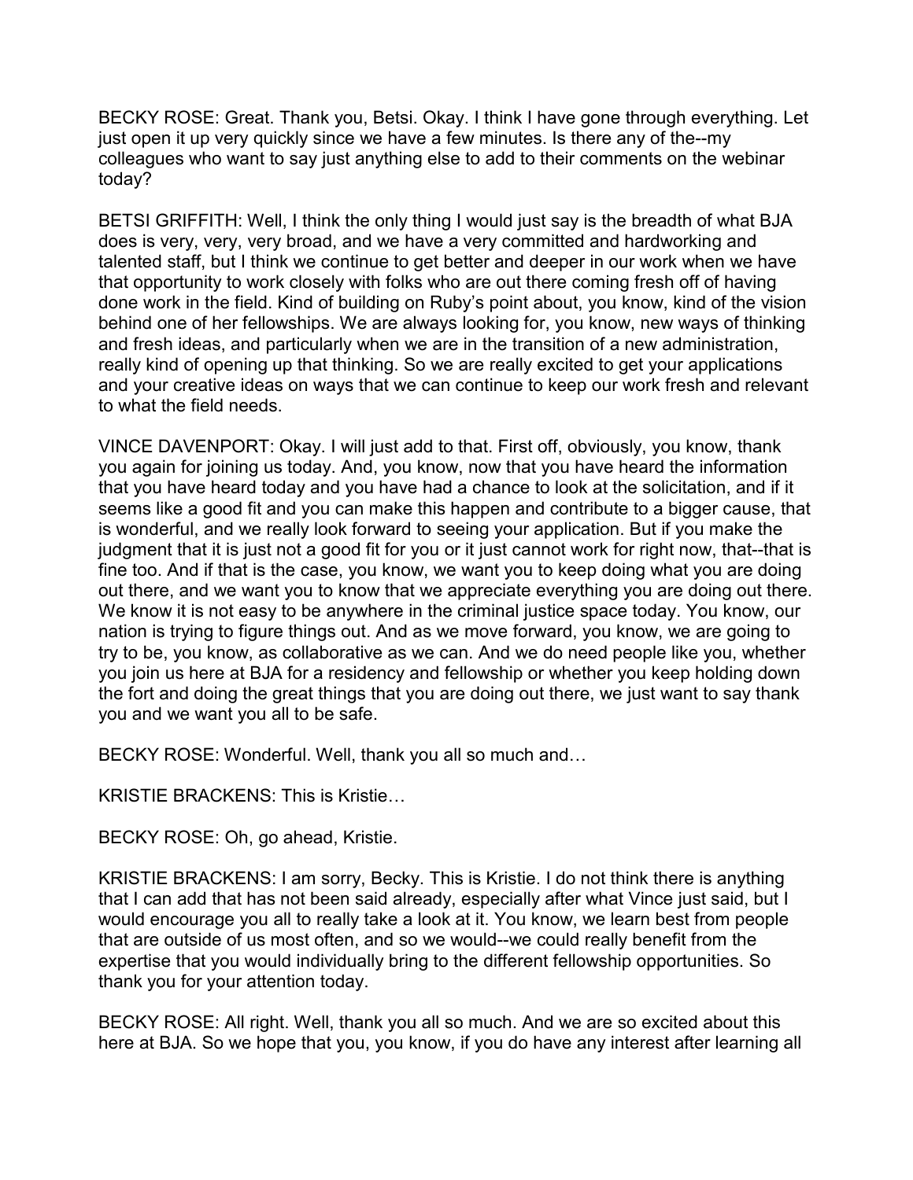BECKY ROSE: Great. Thank you, Betsi. Okay. I think I have gone through everything. Let just open it up very quickly since we have a few minutes. Is there any of the--my colleagues who want to say just anything else to add to their comments on the webinar today?

BETSI GRIFFITH: Well, I think the only thing I would just say is the breadth of what BJA does is very, very, very broad, and we have a very committed and hardworking and talented staff, but I think we continue to get better and deeper in our work when we have that opportunity to work closely with folks who are out there coming fresh off of having done work in the field. Kind of building on Ruby's point about, you know, kind of the vision behind one of her fellowships. We are always looking for, you know, new ways of thinking and fresh ideas, and particularly when we are in the transition of a new administration, really kind of opening up that thinking. So we are really excited to get your applications and your creative ideas on ways that we can continue to keep our work fresh and relevant to what the field needs.

VINCE DAVENPORT: Okay. I will just add to that. First off, obviously, you know, thank you again for joining us today. And, you know, now that you have heard the information that you have heard today and you have had a chance to look at the solicitation, and if it seems like a good fit and you can make this happen and contribute to a bigger cause, that is wonderful, and we really look forward to seeing your application. But if you make the judgment that it is just not a good fit for you or it just cannot work for right now, that--that is fine too. And if that is the case, you know, we want you to keep doing what you are doing out there, and we want you to know that we appreciate everything you are doing out there. We know it is not easy to be anywhere in the criminal justice space today. You know, our nation is trying to figure things out. And as we move forward, you know, we are going to try to be, you know, as collaborative as we can. And we do need people like you, whether you join us here at BJA for a residency and fellowship or whether you keep holding down the fort and doing the great things that you are doing out there, we just want to say thank you and we want you all to be safe.

BECKY ROSE: Wonderful. Well, thank you all so much and…

KRISTIE BRACKENS: This is Kristie…

BECKY ROSE: Oh, go ahead, Kristie.

KRISTIE BRACKENS: I am sorry, Becky. This is Kristie. I do not think there is anything that I can add that has not been said already, especially after what Vince just said, but I would encourage you all to really take a look at it. You know, we learn best from people that are outside of us most often, and so we would--we could really benefit from the expertise that you would individually bring to the different fellowship opportunities. So thank you for your attention today.

BECKY ROSE: All right. Well, thank you all so much. And we are so excited about this here at BJA. So we hope that you, you know, if you do have any interest after learning all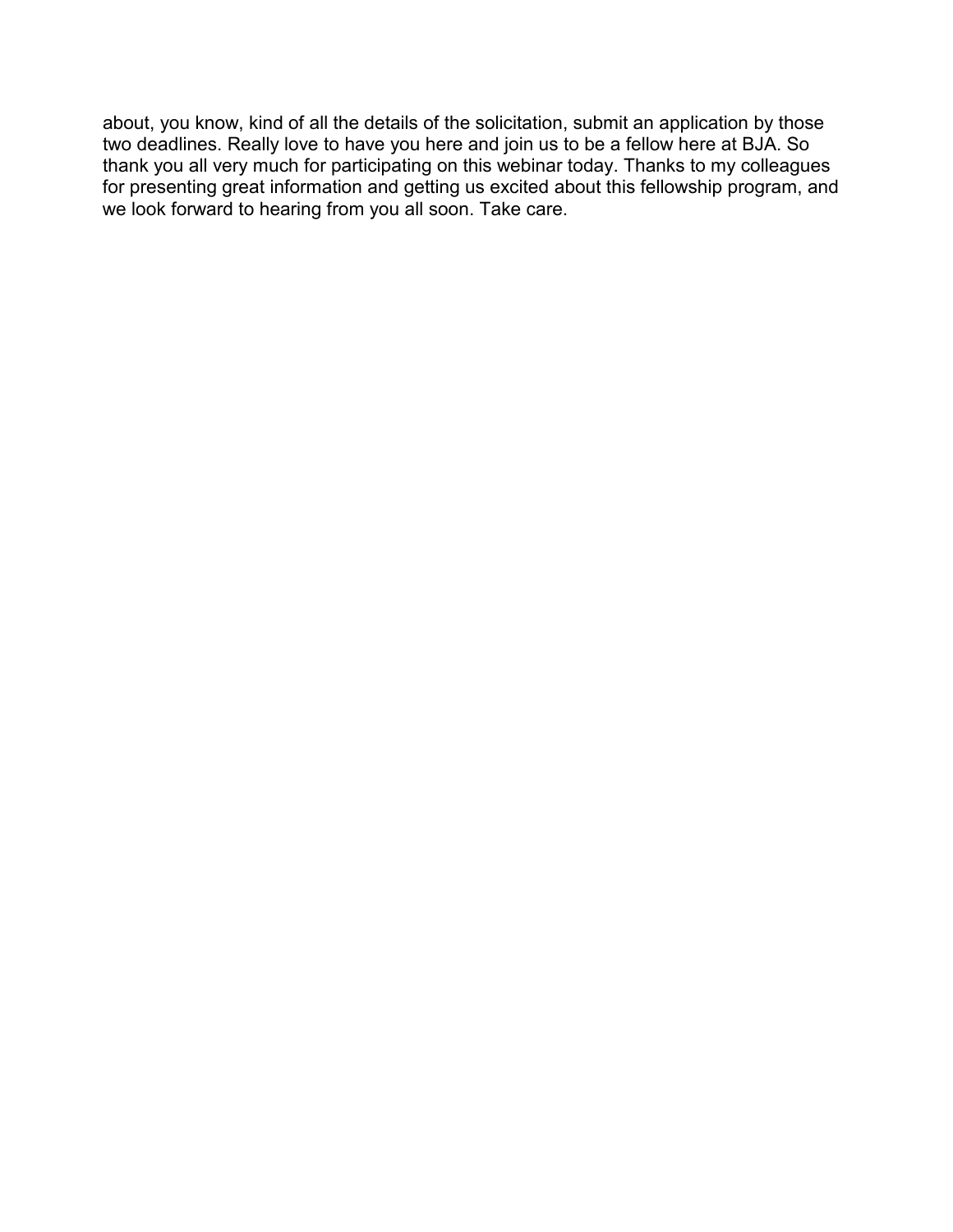about, you know, kind of all the details of the solicitation, submit an application by those two deadlines. Really love to have you here and join us to be a fellow here at BJA. So thank you all very much for participating on this webinar today. Thanks to my colleagues for presenting great information and getting us excited about this fellowship program, and we look forward to hearing from you all soon. Take care.